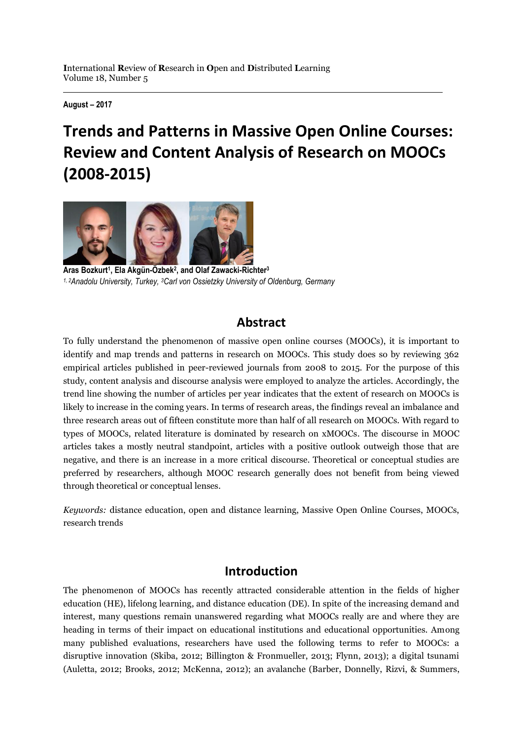**I**nternational **R**eview of **R**esearch in **O**pen and **D**istributed **L**earning
Volume 18, Number 5

**August – 2017**

# Trends and Patterns in Massive Open Online Courses: Review and Content Analysis of Research on MOOCs (2008-2015)

**Aras Bozkurt[1], Ela Akgün-Özbek[2], and Olaf Zawacki-Richter[3]**
*[1, 2]Anadolu University, Turkey, [3]Carl von Ossietzky University of Oldenburg, Germany*

## Abstract

To fully understand the phenomenon of massive open online courses (MOOCs), it is important to identify and map trends and patterns in research on MOOCs. This study does so by reviewing 362 empirical articles published in peer-reviewed journals from 2008 to 2015. For the purpose of this study, content analysis and discourse analysis were employed to analyze the articles. Accordingly, the trend line showing the number of articles per year indicates that the extent of research on MOOCs is likely to increase in the coming years. In terms of research areas, the findings reveal an imbalance and three research areas out of fifteen constitute more than half of all research on MOOCs. With regard to types of MOOCs, related literature is dominated by research on xMOOCs. The discourse in MOOC articles takes a mostly neutral standpoint, articles with a positive outlook outweigh those that are negative, and there is an increase in a more critical discourse. Theoretical or conceptual studies are preferred by researchers, although MOOC research generally does not benefit from being viewed through theoretical or conceptual lenses.

*Keywords:* distance education, open and distance learning, Massive Open Online Courses, MOOCs, research trends

## Introduction

The phenomenon of MOOCs has recently attracted considerable attention in the fields of higher education (HE), lifelong learning, and distance education (DE). In spite of the increasing demand and interest, many questions remain unanswered regarding what MOOCs really are and where they are heading in terms of their impact on educational institutions and educational opportunities. Among many published evaluations, researchers have used the following terms to refer to MOOCs: a disruptive innovation (Skiba, 2012; Billington & Fronmueller, 2013; Flynn, 2013); a digital tsunami (Auletta, 2012; Brooks, 2012; McKenna, 2012); an avalanche (Barber, Donnelly, Rizvi, & Summers,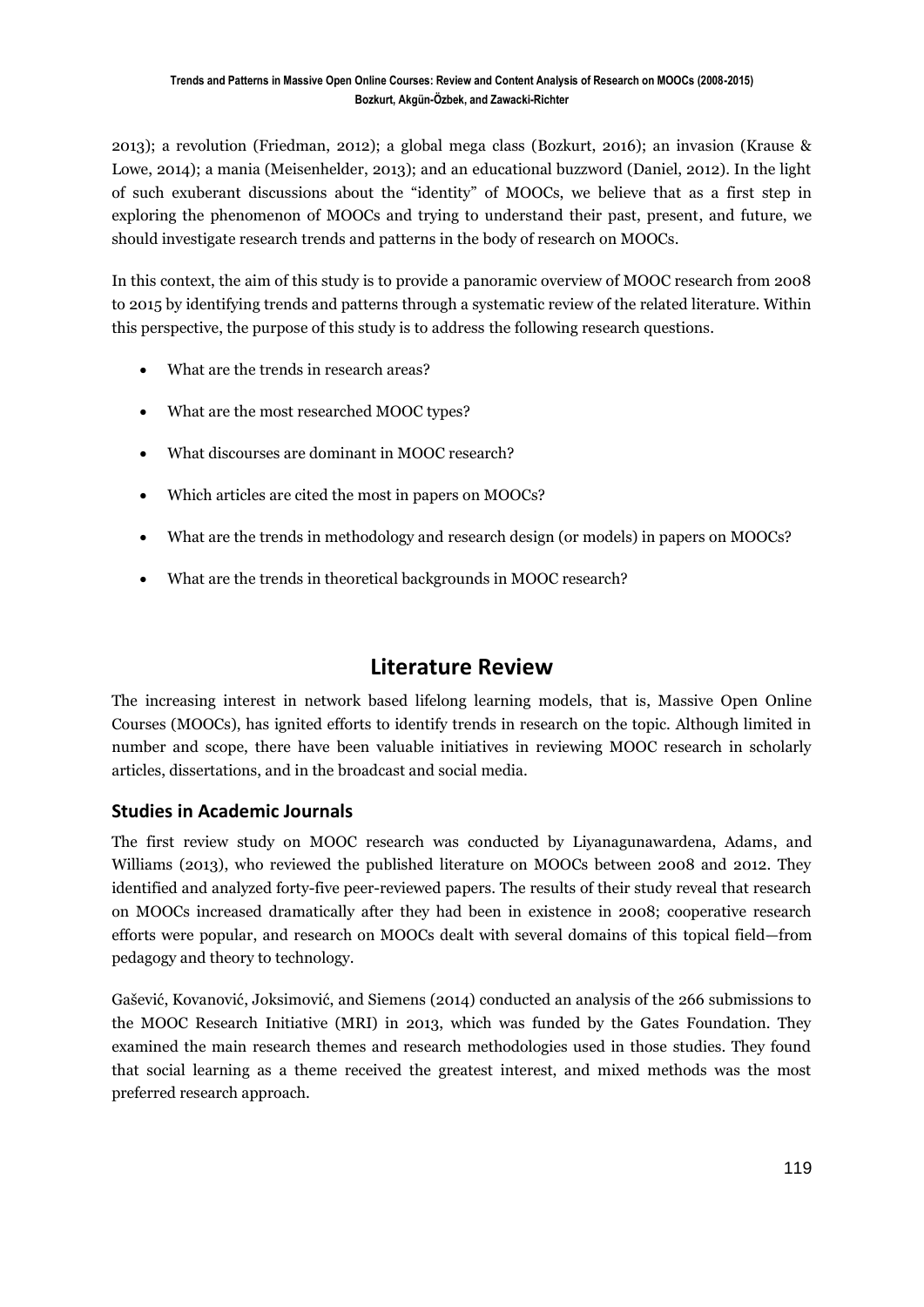2013); a revolution (Friedman, 2012); a global mega class (Bozkurt, 2016); an invasion (Krause & Lowe, 2014); a mania (Meisenhelder, 2013); and an educational buzzword (Daniel, 2012). In the light of such exuberant discussions about the "identity" of MOOCs, we believe that as a first step in exploring the phenomenon of MOOCs and trying to understand their past, present, and future, we should investigate research trends and patterns in the body of research on MOOCs.

In this context, the aim of this study is to provide a panoramic overview of MOOC research from 2008 to 2015 by identifying trends and patterns through a systematic review of the related literature. Within this perspective, the purpose of this study is to address the following research questions.

- What are the trends in research areas?
- What are the most researched MOOC types?
- What discourses are dominant in MOOC research?
- Which articles are cited the most in papers on MOOCs?
- What are the trends in methodology and research design (or models) in papers on MOOCs?
- What are the trends in theoretical backgrounds in MOOC research?

# Literature Review

The increasing interest in network based lifelong learning models, that is, Massive Open Online Courses (MOOCs), has ignited efforts to identify trends in research on the topic. Although limited in number and scope, there have been valuable initiatives in reviewing MOOC research in scholarly articles, dissertations, and in the broadcast and social media.

## Studies in Academic Journals

The first review study on MOOC research was conducted by Liyanagunawardena, Adams, and Williams (2013), who reviewed the published literature on MOOCs between 2008 and 2012. They identified and analyzed forty-five peer-reviewed papers. The results of their study reveal that research on MOOCs increased dramatically after they had been in existence in 2008; cooperative research efforts were popular, and research on MOOCs dealt with several domains of this topical field—from pedagogy and theory to technology.

Gašević, Kovanović, Joksimović, and Siemens (2014) conducted an analysis of the 266 submissions to the MOOC Research Initiative (MRI) in 2013, which was funded by the Gates Foundation. They examined the main research themes and research methodologies used in those studies. They found that social learning as a theme received the greatest interest, and mixed methods was the most preferred research approach.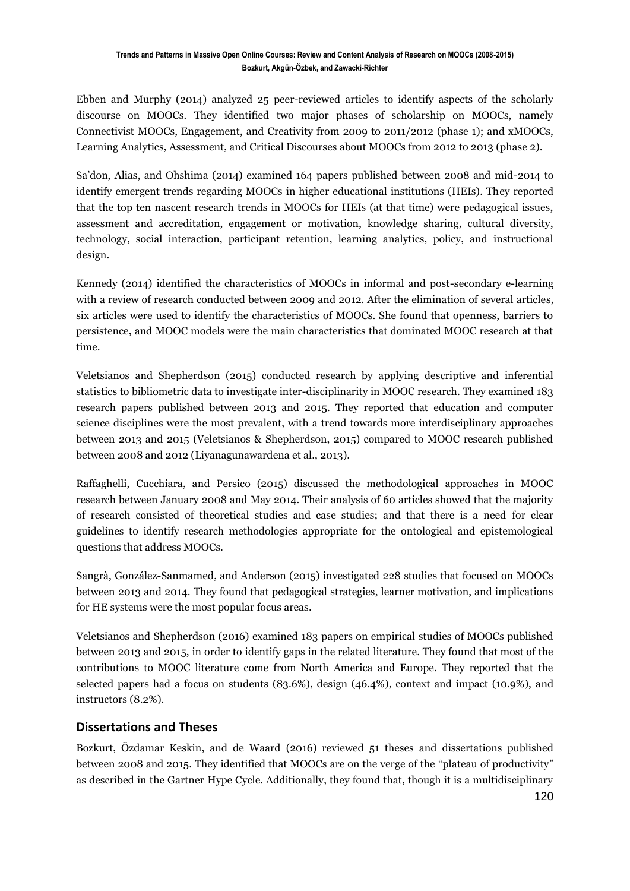Ebben and Murphy (2014) analyzed 25 peer-reviewed articles to identify aspects of the scholarly discourse on MOOCs. They identified two major phases of scholarship on MOOCs, namely Connectivist MOOCs, Engagement, and Creativity from 2009 to 2011/2012 (phase 1); and xMOOCs, Learning Analytics, Assessment, and Critical Discourses about MOOCs from 2012 to 2013 (phase 2).

Sa'don, Alias, and Ohshima (2014) examined 164 papers published between 2008 and mid-2014 to identify emergent trends regarding MOOCs in higher educational institutions (HEIs). They reported that the top ten nascent research trends in MOOCs for HEIs (at that time) were pedagogical issues, assessment and accreditation, engagement or motivation, knowledge sharing, cultural diversity, technology, social interaction, participant retention, learning analytics, policy, and instructional design.

Kennedy (2014) identified the characteristics of MOOCs in informal and post-secondary e-learning with a review of research conducted between 2009 and 2012. After the elimination of several articles, six articles were used to identify the characteristics of MOOCs. She found that openness, barriers to persistence, and MOOC models were the main characteristics that dominated MOOC research at that time.

Veletsianos and Shepherdson (2015) conducted research by applying descriptive and inferential statistics to bibliometric data to investigate inter-disciplinarity in MOOC research. They examined 183 research papers published between 2013 and 2015. They reported that education and computer science disciplines were the most prevalent, with a trend towards more interdisciplinary approaches between 2013 and 2015 (Veletsianos & Shepherdson, 2015) compared to MOOC research published between 2008 and 2012 (Liyanagunawardena et al., 2013).

Raffaghelli, Cucchiara, and Persico (2015) discussed the methodological approaches in MOOC research between January 2008 and May 2014. Their analysis of 60 articles showed that the majority of research consisted of theoretical studies and case studies; and that there is a need for clear guidelines to identify research methodologies appropriate for the ontological and epistemological questions that address MOOCs.

Sangrà, González-Sanmamed, and Anderson (2015) investigated 228 studies that focused on MOOCs between 2013 and 2014. They found that pedagogical strategies, learner motivation, and implications for HE systems were the most popular focus areas.

Veletsianos and Shepherdson (2016) examined 183 papers on empirical studies of MOOCs published between 2013 and 2015, in order to identify gaps in the related literature. They found that most of the contributions to MOOC literature come from North America and Europe. They reported that the selected papers had a focus on students (83.6%), design (46.4%), context and impact (10.9%), and instructors (8.2%).

## Dissertations and Theses

Bozkurt, Özdamar Keskin, and de Waard (2016) reviewed 51 theses and dissertations published between 2008 and 2015. They identified that MOOCs are on the verge of the "plateau of productivity" as described in the Gartner Hype Cycle. Additionally, they found that, though it is a multidisciplinary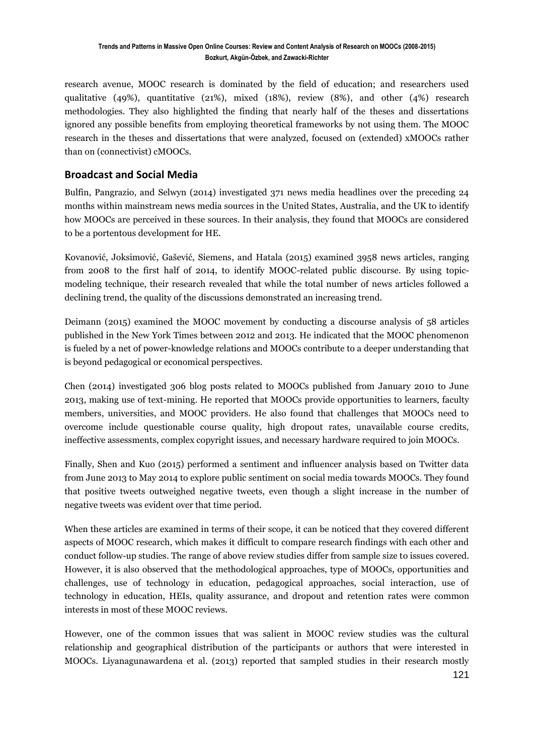research avenue, MOOC research is dominated by the field of education; and researchers used qualitative (49%), quantitative (21%), mixed (18%), review (8%), and other (4%) research methodologies. They also highlighted the finding that nearly half of the theses and dissertations ignored any possible benefits from employing theoretical frameworks by not using them. The MOOC research in the theses and dissertations that were analyzed, focused on (extended) xMOOCs rather than on (connectivist) cMOOCs.

## Broadcast and Social Media

Bulfin, Pangrazio, and Selwyn (2014) investigated 371 news media headlines over the preceding 24 months within mainstream news media sources in the United States, Australia, and the UK to identify how MOOCs are perceived in these sources. In their analysis, they found that MOOCs are considered to be a portentous development for HE.

Kovanović, Joksimović, Gašević, Siemens, and Hatala (2015) examined 3958 news articles, ranging from 2008 to the first half of 2014, to identify MOOC-related public discourse. By using topic-modeling technique, their research revealed that while the total number of news articles followed a declining trend, the quality of the discussions demonstrated an increasing trend.

Deimann (2015) examined the MOOC movement by conducting a discourse analysis of 58 articles published in the New York Times between 2012 and 2013. He indicated that the MOOC phenomenon is fueled by a net of power-knowledge relations and MOOCs contribute to a deeper understanding that is beyond pedagogical or economical perspectives.

Chen (2014) investigated 306 blog posts related to MOOCs published from January 2010 to June 2013, making use of text-mining. He reported that MOOCs provide opportunities to learners, faculty members, universities, and MOOC providers. He also found that challenges that MOOCs need to overcome include questionable course quality, high dropout rates, unavailable course credits, ineffective assessments, complex copyright issues, and necessary hardware required to join MOOCs.

Finally, Shen and Kuo (2015) performed a sentiment and influencer analysis based on Twitter data from June 2013 to May 2014 to explore public sentiment on social media towards MOOCs. They found that positive tweets outweighed negative tweets, even though a slight increase in the number of negative tweets was evident over that time period.

When these articles are examined in terms of their scope, it can be noticed that they covered different aspects of MOOC research, which makes it difficult to compare research findings with each other and conduct follow-up studies. The range of above review studies differ from sample size to issues covered. However, it is also observed that the methodological approaches, type of MOOCs, opportunities and challenges, use of technology in education, pedagogical approaches, social interaction, use of technology in education, HEIs, quality assurance, and dropout and retention rates were common interests in most of these MOOC reviews.

However, one of the common issues that was salient in MOOC review studies was the cultural relationship and geographical distribution of the participants or authors that were interested in MOOCs. Liyanagunawardena et al. (2013) reported that sampled studies in their research mostly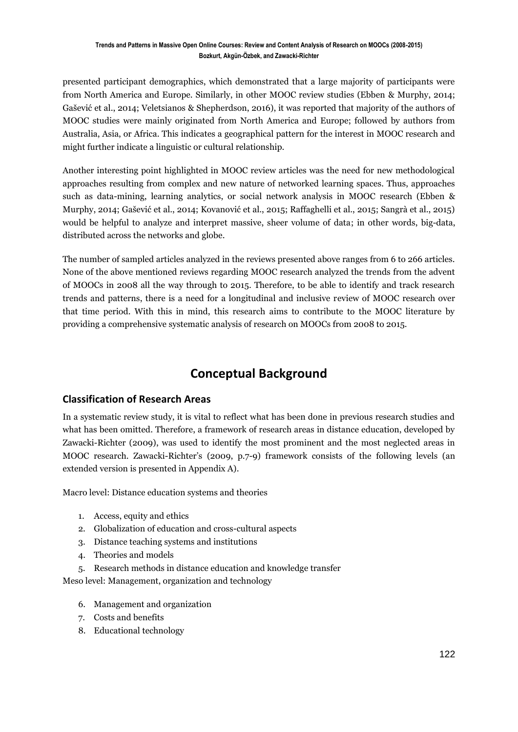presented participant demographics, which demonstrated that a large majority of participants were from North America and Europe. Similarly, in other MOOC review studies (Ebben & Murphy, 2014; Gašević et al., 2014; Veletsianos & Shepherdson, 2016), it was reported that majority of the authors of MOOC studies were mainly originated from North America and Europe; followed by authors from Australia, Asia, or Africa. This indicates a geographical pattern for the interest in MOOC research and might further indicate a linguistic or cultural relationship.

Another interesting point highlighted in MOOC review articles was the need for new methodological approaches resulting from complex and new nature of networked learning spaces. Thus, approaches such as data-mining, learning analytics, or social network analysis in MOOC research (Ebben & Murphy, 2014; Gašević et al., 2014; Kovanović et al., 2015; Raffaghelli et al., 2015; Sangrà et al., 2015) would be helpful to analyze and interpret massive, sheer volume of data; in other words, big-data, distributed across the networks and globe.

The number of sampled articles analyzed in the reviews presented above ranges from 6 to 266 articles. None of the above mentioned reviews regarding MOOC research analyzed the trends from the advent of MOOCs in 2008 all the way through to 2015. Therefore, to be able to identify and track research trends and patterns, there is a need for a longitudinal and inclusive review of MOOC research over that time period. With this in mind, this research aims to contribute to the MOOC literature by providing a comprehensive systematic analysis of research on MOOCs from 2008 to 2015.

# Conceptual Background

## Classification of Research Areas

In a systematic review study, it is vital to reflect what has been done in previous research studies and what has been omitted. Therefore, a framework of research areas in distance education, developed by Zawacki-Richter (2009), was used to identify the most prominent and the most neglected areas in MOOC research. Zawacki-Richter's (2009, p.7-9) framework consists of the following levels (an extended version is presented in Appendix A).

Macro level: Distance education systems and theories

1. Access, equity and ethics
2. Globalization of education and cross-cultural aspects
3. Distance teaching systems and institutions
4. Theories and models
5. Research methods in distance education and knowledge transfer

Meso level: Management, organization and technology

6. Management and organization
7. Costs and benefits
8. Educational technology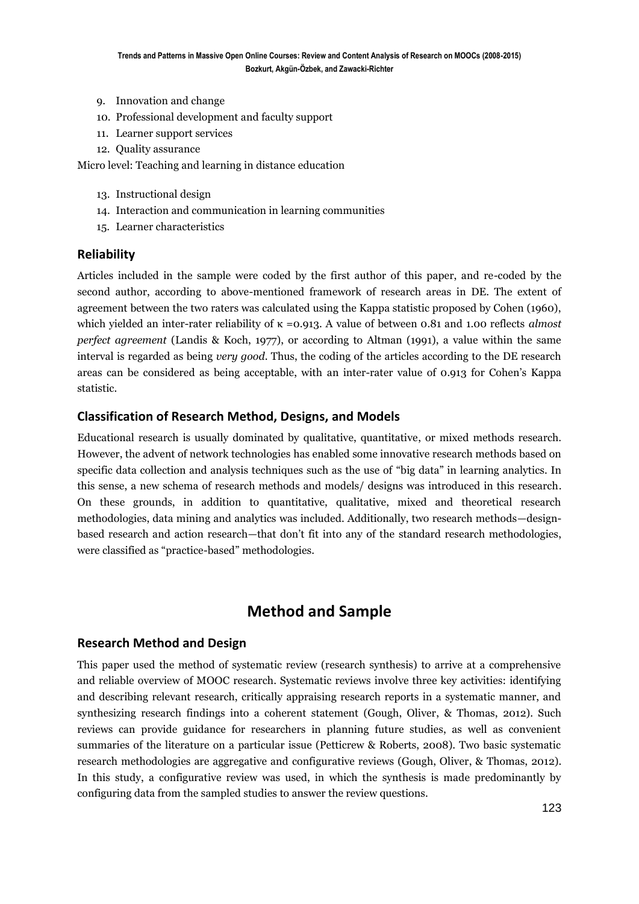9. Innovation and change
10. Professional development and faculty support
11. Learner support services
12. Quality assurance

Micro level: Teaching and learning in distance education

13. Instructional design
14. Interaction and communication in learning communities
15. Learner characteristics

### Reliability

Articles included in the sample were coded by the first author of this paper, and re-coded by the second author, according to above-mentioned framework of research areas in DE. The extent of agreement between the two raters was calculated using the Kappa statistic proposed by Cohen (1960), which yielded an inter-rater reliability of $\kappa$ =0.913. A value of between 0.81 and 1.00 reflects *almost perfect agreement* (Landis & Koch, 1977), or according to Altman (1991), a value within the same interval is regarded as being *very good*. Thus, the coding of the articles according to the DE research areas can be considered as being acceptable, with an inter-rater value of 0.913 for Cohen's Kappa statistic.

### Classification of Research Method, Designs, and Models

Educational research is usually dominated by qualitative, quantitative, or mixed methods research. However, the advent of network technologies has enabled some innovative research methods based on specific data collection and analysis techniques such as the use of "big data" in learning analytics. In this sense, a new schema of research methods and models/ designs was introduced in this research. On these grounds, in addition to quantitative, qualitative, mixed and theoretical research methodologies, data mining and analytics was included. Additionally, two research methods—design-based research and action research—that don't fit into any of the standard research methodologies, were classified as "practice-based" methodologies.

## Method and Sample

### Research Method and Design

This paper used the method of systematic review (research synthesis) to arrive at a comprehensive and reliable overview of MOOC research. Systematic reviews involve three key activities: identifying and describing relevant research, critically appraising research reports in a systematic manner, and synthesizing research findings into a coherent statement (Gough, Oliver, & Thomas, 2012). Such reviews can provide guidance for researchers in planning future studies, as well as convenient summaries of the literature on a particular issue (Petticrew & Roberts, 2008). Two basic systematic research methodologies are aggregative and configurative reviews (Gough, Oliver, & Thomas, 2012). In this study, a configurative review was used, in which the synthesis is made predominantly by configuring data from the sampled studies to answer the review questions.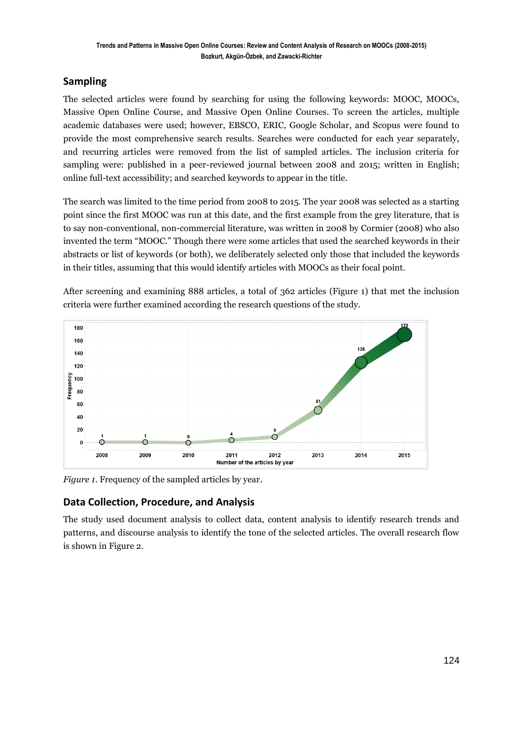## Sampling

The selected articles were found by searching for using the following keywords: MOOC, MOOCs, Massive Open Online Course, and Massive Open Online Courses. To screen the articles, multiple academic databases were used; however, EBSCO, ERIC, Google Scholar, and Scopus were found to provide the most comprehensive search results. Searches were conducted for each year separately, and recurring articles were removed from the list of sampled articles. The inclusion criteria for sampling were: published in a peer-reviewed journal between 2008 and 2015; written in English; online full-text accessibility; and searched keywords to appear in the title.

The search was limited to the time period from 2008 to 2015. The year 2008 was selected as a starting point since the first MOOC was run at this date, and the first example from the grey literature, that is to say non-conventional, non-commercial literature, was written in 2008 by Cormier (2008) who also invented the term "MOOC." Though there were some articles that used the searched keywords in their abstracts or list of keywords (or both), we deliberately selected only those that included the keywords in their titles, assuming that this would identify articles with MOOCs as their focal point.

After screening and examining 888 articles, a total of 362 articles (Figure 1) that met the inclusion criteria were further examined according the research questions of the study.

*Figure 1*. Frequency of the sampled articles by year.

## Data Collection, Procedure, and Analysis

The study used document analysis to collect data, content analysis to identify research trends and patterns, and discourse analysis to identify the tone of the selected articles. The overall research flow is shown in Figure 2.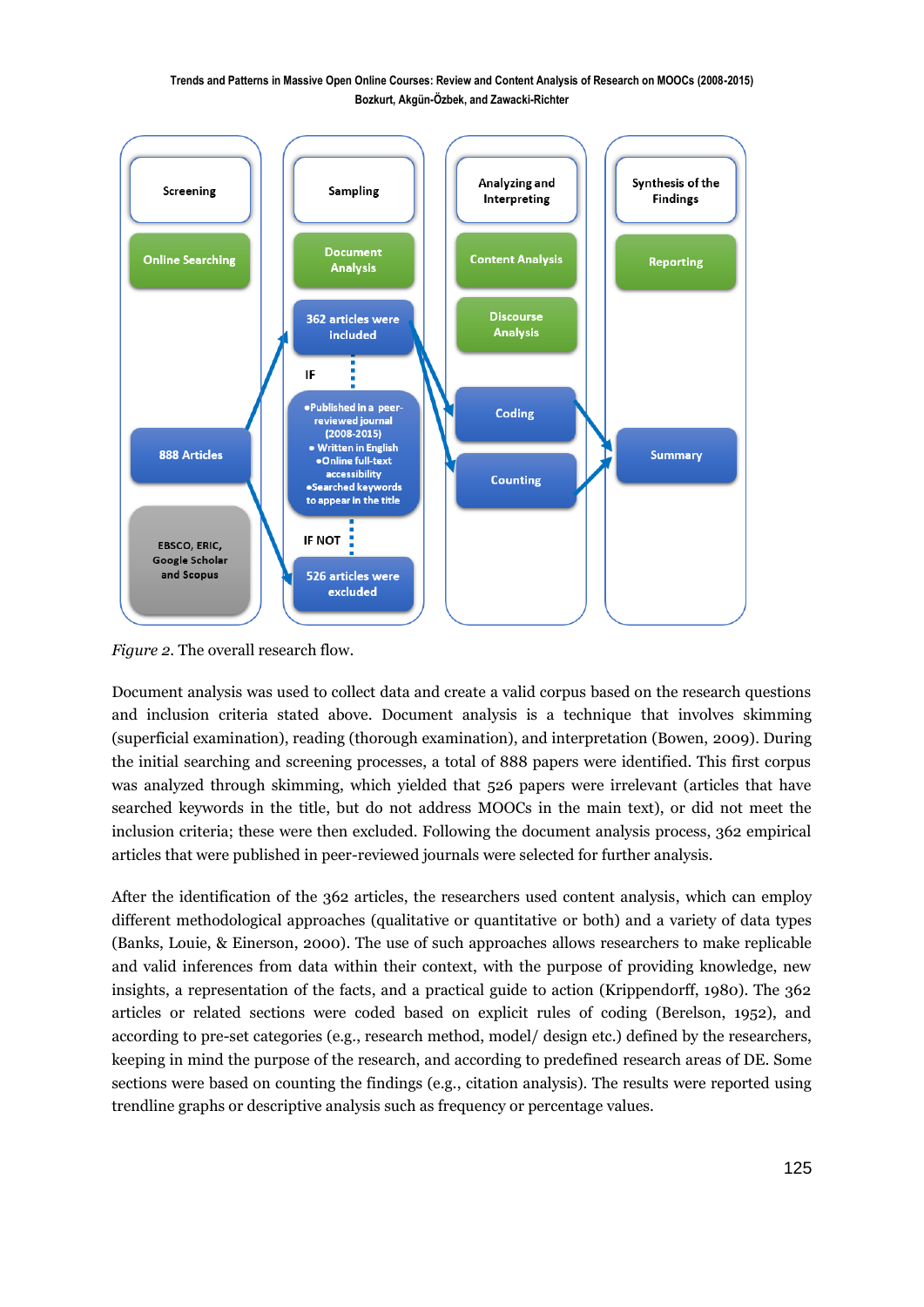*Figure 2.* The overall research flow.

Document analysis was used to collect data and create a valid corpus based on the research questions and inclusion criteria stated above. Document analysis is a technique that involves skimming (superficial examination), reading (thorough examination), and interpretation (Bowen, 2009). During the initial searching and screening processes, a total of 888 papers were identified. This first corpus was analyzed through skimming, which yielded that 526 papers were irrelevant (articles that have searched keywords in the title, but do not address MOOCs in the main text), or did not meet the inclusion criteria; these were then excluded. Following the document analysis process, 362 empirical articles that were published in peer-reviewed journals were selected for further analysis.

After the identification of the 362 articles, the researchers used content analysis, which can employ different methodological approaches (qualitative or quantitative or both) and a variety of data types (Banks, Louie, & Einerson, 2000). The use of such approaches allows researchers to make replicable and valid inferences from data within their context, with the purpose of providing knowledge, new insights, a representation of the facts, and a practical guide to action (Krippendorff, 1980). The 362 articles or related sections were coded based on explicit rules of coding (Berelson, 1952), and according to pre-set categories (e.g., research method, model/ design etc.) defined by the researchers, keeping in mind the purpose of the research, and according to predefined research areas of DE. Some sections were based on counting the findings (e.g., citation analysis). The results were reported using trendline graphs or descriptive analysis such as frequency or percentage values.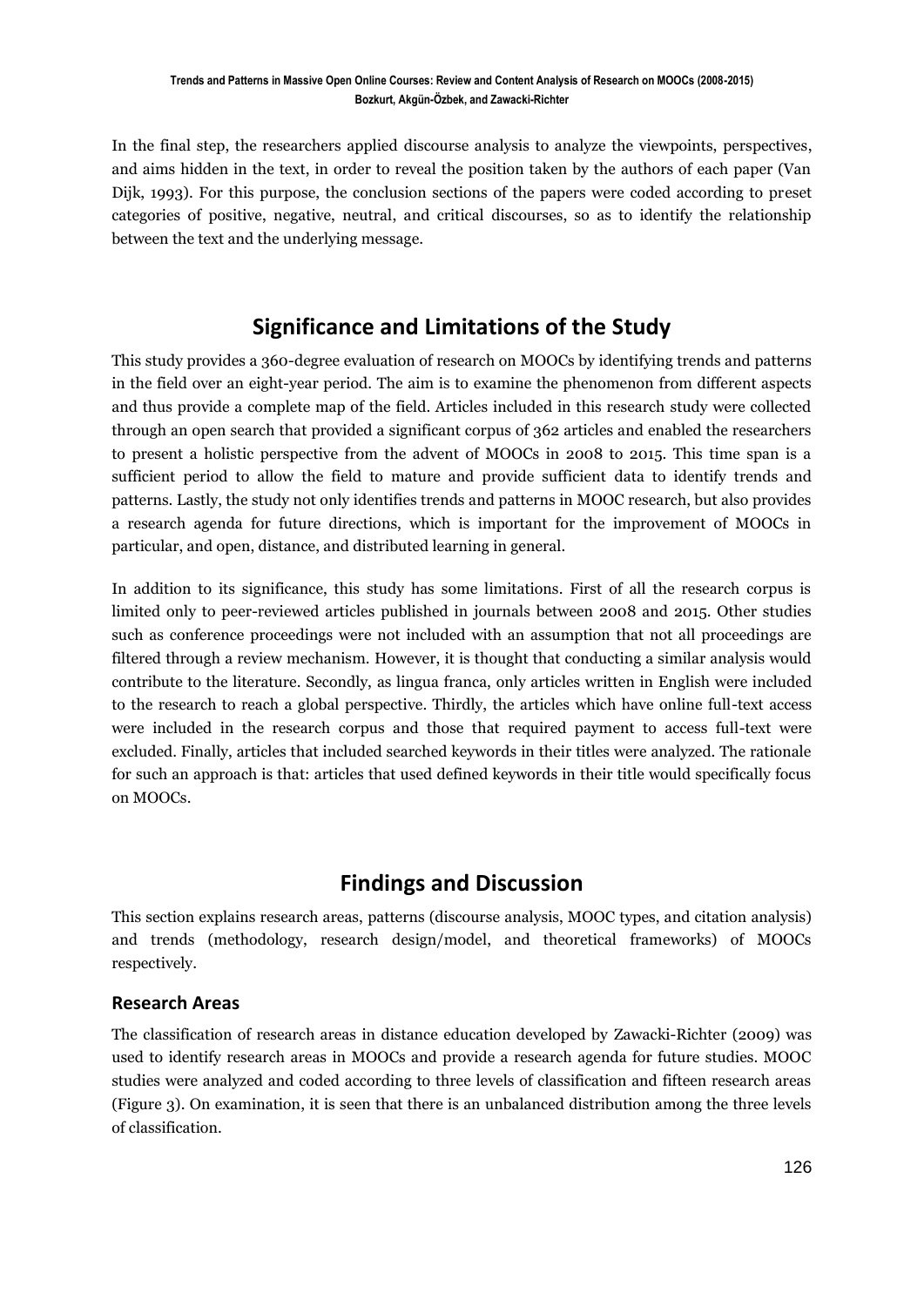In the final step, the researchers applied discourse analysis to analyze the viewpoints, perspectives, and aims hidden in the text, in order to reveal the position taken by the authors of each paper (Van Dijk, 1993). For this purpose, the conclusion sections of the papers were coded according to preset categories of positive, negative, neutral, and critical discourses, so as to identify the relationship between the text and the underlying message.

## Significance and Limitations of the Study

This study provides a 360-degree evaluation of research on MOOCs by identifying trends and patterns in the field over an eight-year period. The aim is to examine the phenomenon from different aspects and thus provide a complete map of the field. Articles included in this research study were collected through an open search that provided a significant corpus of 362 articles and enabled the researchers to present a holistic perspective from the advent of MOOCs in 2008 to 2015. This time span is a sufficient period to allow the field to mature and provide sufficient data to identify trends and patterns. Lastly, the study not only identifies trends and patterns in MOOC research, but also provides a research agenda for future directions, which is important for the improvement of MOOCs in particular, and open, distance, and distributed learning in general.

In addition to its significance, this study has some limitations. First of all the research corpus is limited only to peer-reviewed articles published in journals between 2008 and 2015. Other studies such as conference proceedings were not included with an assumption that not all proceedings are filtered through a review mechanism. However, it is thought that conducting a similar analysis would contribute to the literature. Secondly, as lingua franca, only articles written in English were included to the research to reach a global perspective. Thirdly, the articles which have online full-text access were included in the research corpus and those that required payment to access full-text were excluded. Finally, articles that included searched keywords in their titles were analyzed. The rationale for such an approach is that: articles that used defined keywords in their title would specifically focus on MOOCs.

## Findings and Discussion

This section explains research areas, patterns (discourse analysis, MOOC types, and citation analysis) and trends (methodology, research design/model, and theoretical frameworks) of MOOCs respectively.

### Research Areas

The classification of research areas in distance education developed by Zawacki-Richter (2009) was used to identify research areas in MOOCs and provide a research agenda for future studies. MOOC studies were analyzed and coded according to three levels of classification and fifteen research areas (Figure 3). On examination, it is seen that there is an unbalanced distribution among the three levels of classification.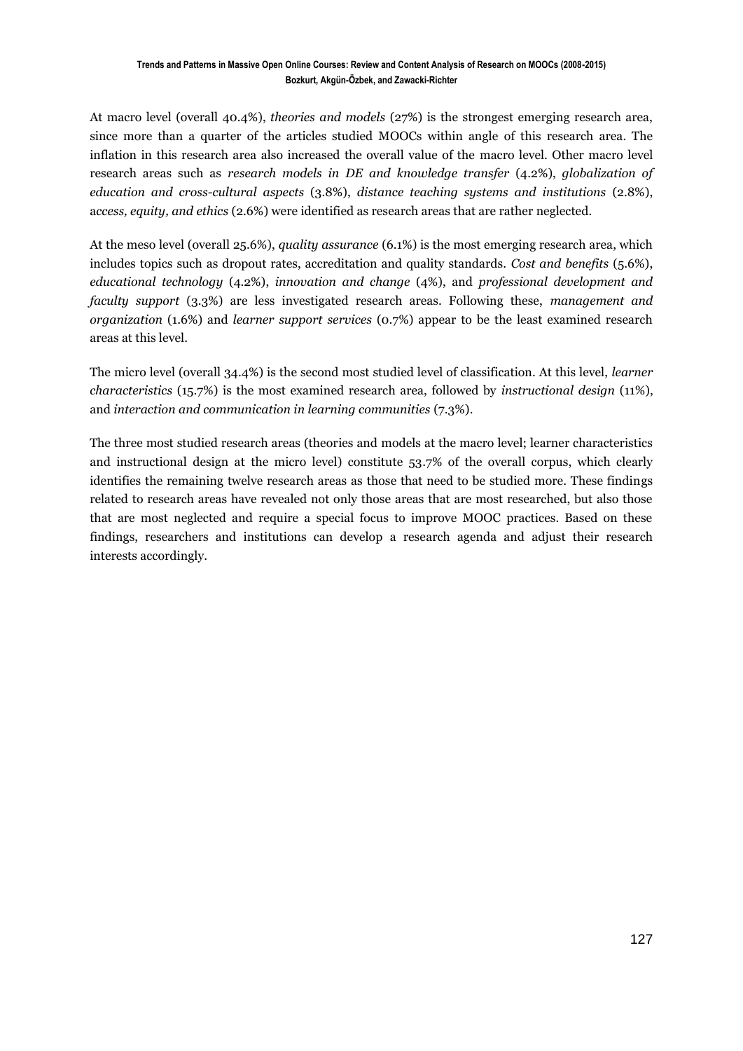At macro level (overall 40.4%), *theories and models* (27%) is the strongest emerging research area, since more than a quarter of the articles studied MOOCs within angle of this research area. The inflation in this research area also increased the overall value of the macro level. Other macro level research areas such as *research models in DE and knowledge transfer* (4.2%), *globalization of education and cross-cultural aspects* (3.8%), *distance teaching systems and institutions* (2.8%), a*ccess, equity, and ethics* (2.6%) were identified as research areas that are rather neglected.

At the meso level (overall 25.6%), *quality assurance* (6.1%) is the most emerging research area, which includes topics such as dropout rates, accreditation and quality standards. *Cost and benefits* (5.6%), *educational technology* (4.2%), *innovation and change* (4%), and *professional development and faculty support* (3.3%) are less investigated research areas. Following these, *management and organization* (1.6%) and *learner support services* (0.7%) appear to be the least examined research areas at this level.

The micro level (overall 34.4%) is the second most studied level of classification. At this level, *learner characteristics* (15.7%) is the most examined research area, followed by *instructional design* (11%), and *interaction and communication in learning communities* (7.3%).

The three most studied research areas (theories and models at the macro level; learner characteristics and instructional design at the micro level) constitute 53.7% of the overall corpus, which clearly identifies the remaining twelve research areas as those that need to be studied more. These findings related to research areas have revealed not only those areas that are most researched, but also those that are most neglected and require a special focus to improve MOOC practices. Based on these findings, researchers and institutions can develop a research agenda and adjust their research interests accordingly.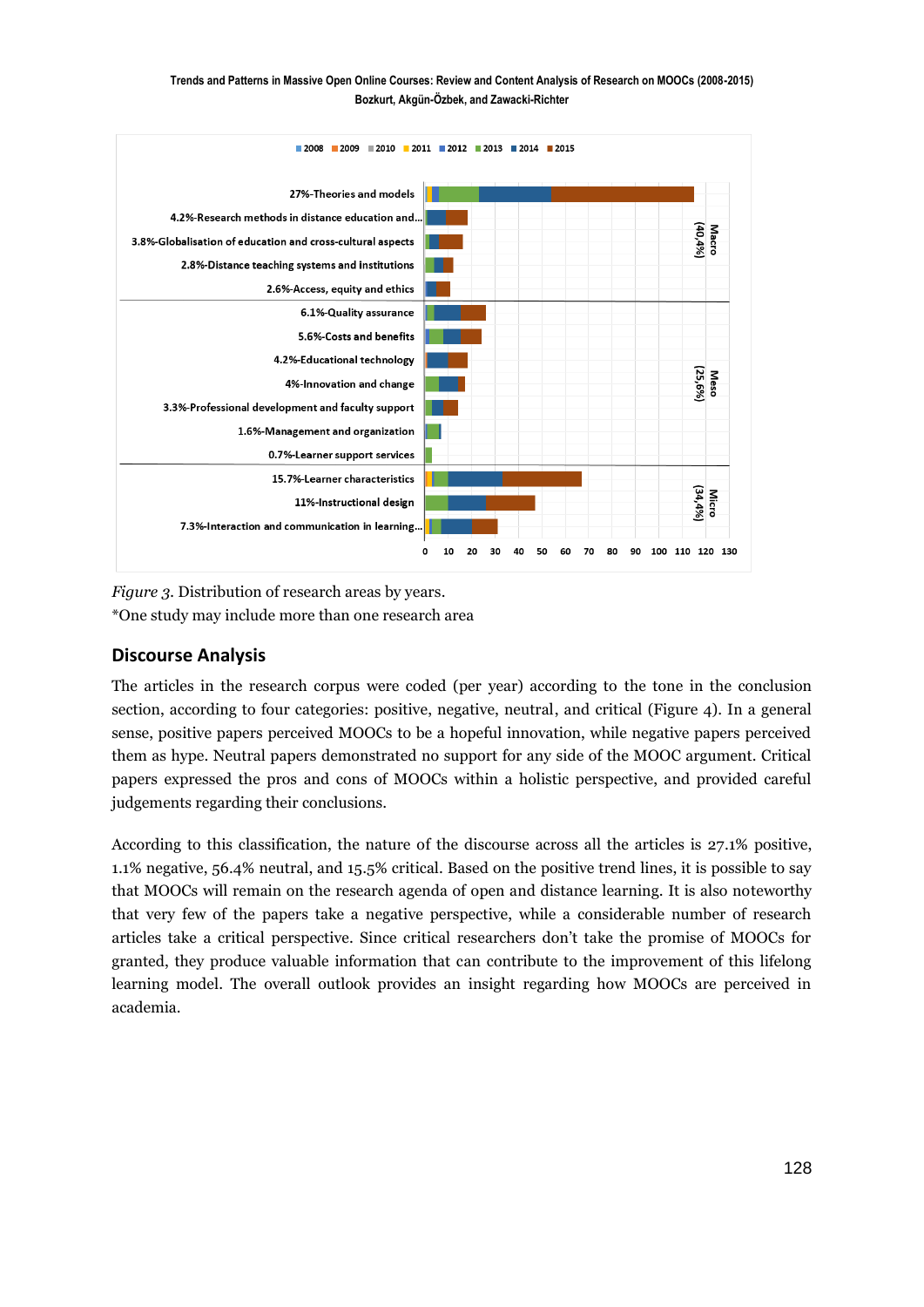*Figure 3.* Distribution of research areas by years.
*One study may include more than one research area

## Discourse Analysis

The articles in the research corpus were coded (per year) according to the tone in the conclusion section, according to four categories: positive, negative, neutral, and critical (Figure 4). In a general sense, positive papers perceived MOOCs to be a hopeful innovation, while negative papers perceived them as hype. Neutral papers demonstrated no support for any side of the MOOC argument. Critical papers expressed the pros and cons of MOOCs within a holistic perspective, and provided careful judgements regarding their conclusions.

According to this classification, the nature of the discourse across all the articles is 27.1% positive, 1.1% negative, 56.4% neutral, and 15.5% critical. Based on the positive trend lines, it is possible to say that MOOCs will remain on the research agenda of open and distance learning. It is also noteworthy that very few of the papers take a negative perspective, while a considerable number of research articles take a critical perspective. Since critical researchers don't take the promise of MOOCs for granted, they produce valuable information that can contribute to the improvement of this lifelong learning model. The overall outlook provides an insight regarding how MOOCs are perceived in academia.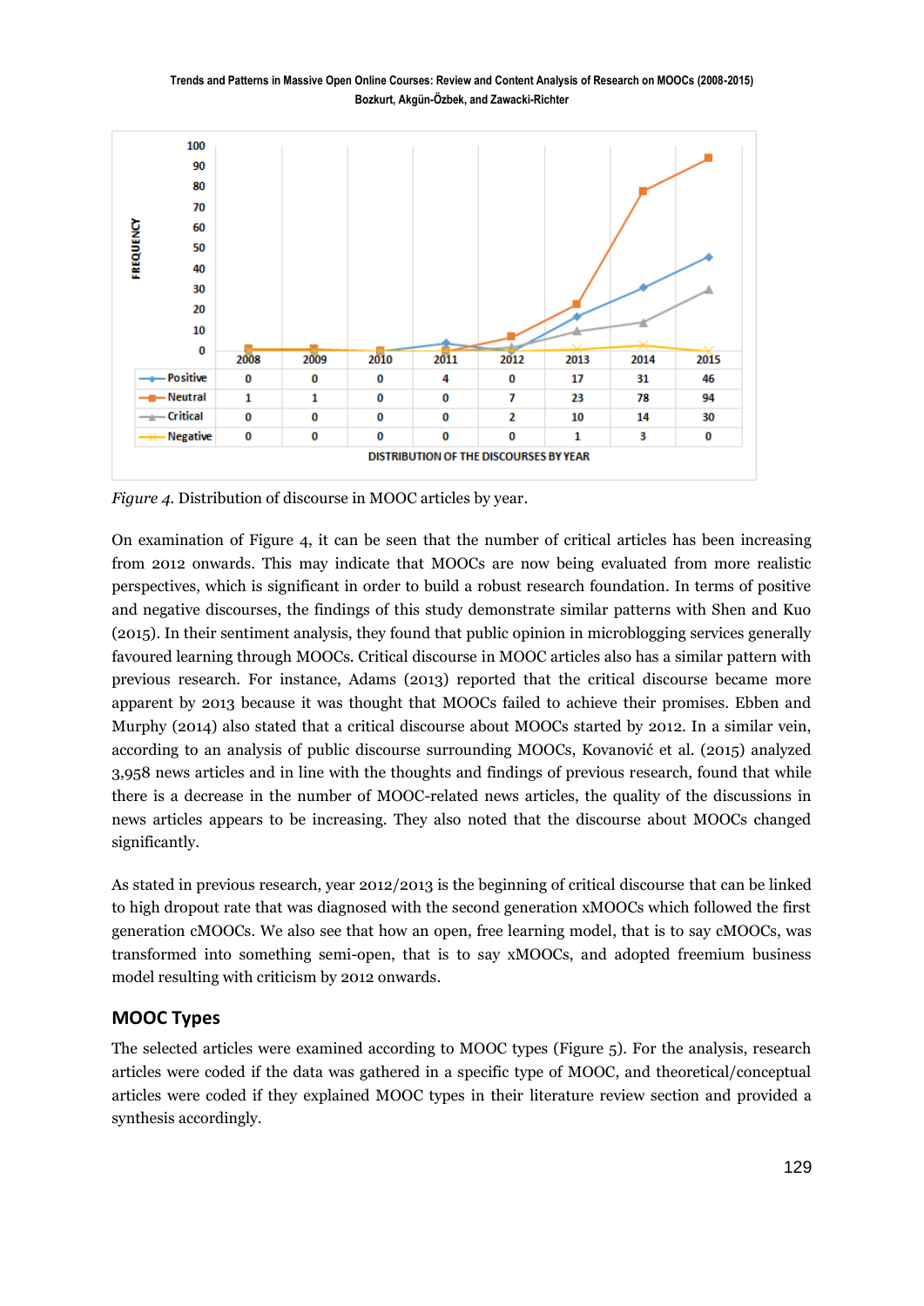| | 2008 | 2009 | 2010 | 2011 | 2012 | 2013 | 2014 | 2015 |
|---|---|---|---|---|---|---|---|---|
| Positive | 0 | 0 | 0 | 4 | 0 | 17 | 31 | 46 |
| Neutral | 1 | 1 | 0 | 0 | 7 | 23 | 78 | 94 |
| Critical | 0 | 0 | 0 | 0 | 2 | 10 | 14 | 30 |
| Negative | 0 | 0 | 0 | 0 | 0 | 1 | 3 | 0 |

DISTRIBUTION OF THE DISCOURSES BY YEAR

*Figure 4*. Distribution of discourse in MOOC articles by year.

On examination of Figure 4, it can be seen that the number of critical articles has been increasing from 2012 onwards. This may indicate that MOOCs are now being evaluated from more realistic perspectives, which is significant in order to build a robust research foundation. In terms of positive and negative discourses, the findings of this study demonstrate similar patterns with Shen and Kuo (2015). In their sentiment analysis, they found that public opinion in microblogging services generally favoured learning through MOOCs. Critical discourse in MOOC articles also has a similar pattern with previous research. For instance, Adams (2013) reported that the critical discourse became more apparent by 2013 because it was thought that MOOCs failed to achieve their promises. Ebben and Murphy (2014) also stated that a critical discourse about MOOCs started by 2012. In a similar vein, according to an analysis of public discourse surrounding MOOCs, Kovanović et al. (2015) analyzed 3,958 news articles and in line with the thoughts and findings of previous research, found that while there is a decrease in the number of MOOC-related news articles, the quality of the discussions in news articles appears to be increasing. They also noted that the discourse about MOOCs changed significantly.

As stated in previous research, year 2012/2013 is the beginning of critical discourse that can be linked to high dropout rate that was diagnosed with the second generation xMOOCs which followed the first generation cMOOCs. We also see that how an open, free learning model, that is to say cMOOCs, was transformed into something semi-open, that is to say xMOOCs, and adopted freemium business model resulting with criticism by 2012 onwards.

## MOOC Types

The selected articles were examined according to MOOC types (Figure 5). For the analysis, research articles were coded if the data was gathered in a specific type of MOOC, and theoretical/conceptual articles were coded if they explained MOOC types in their literature review section and provided a synthesis accordingly.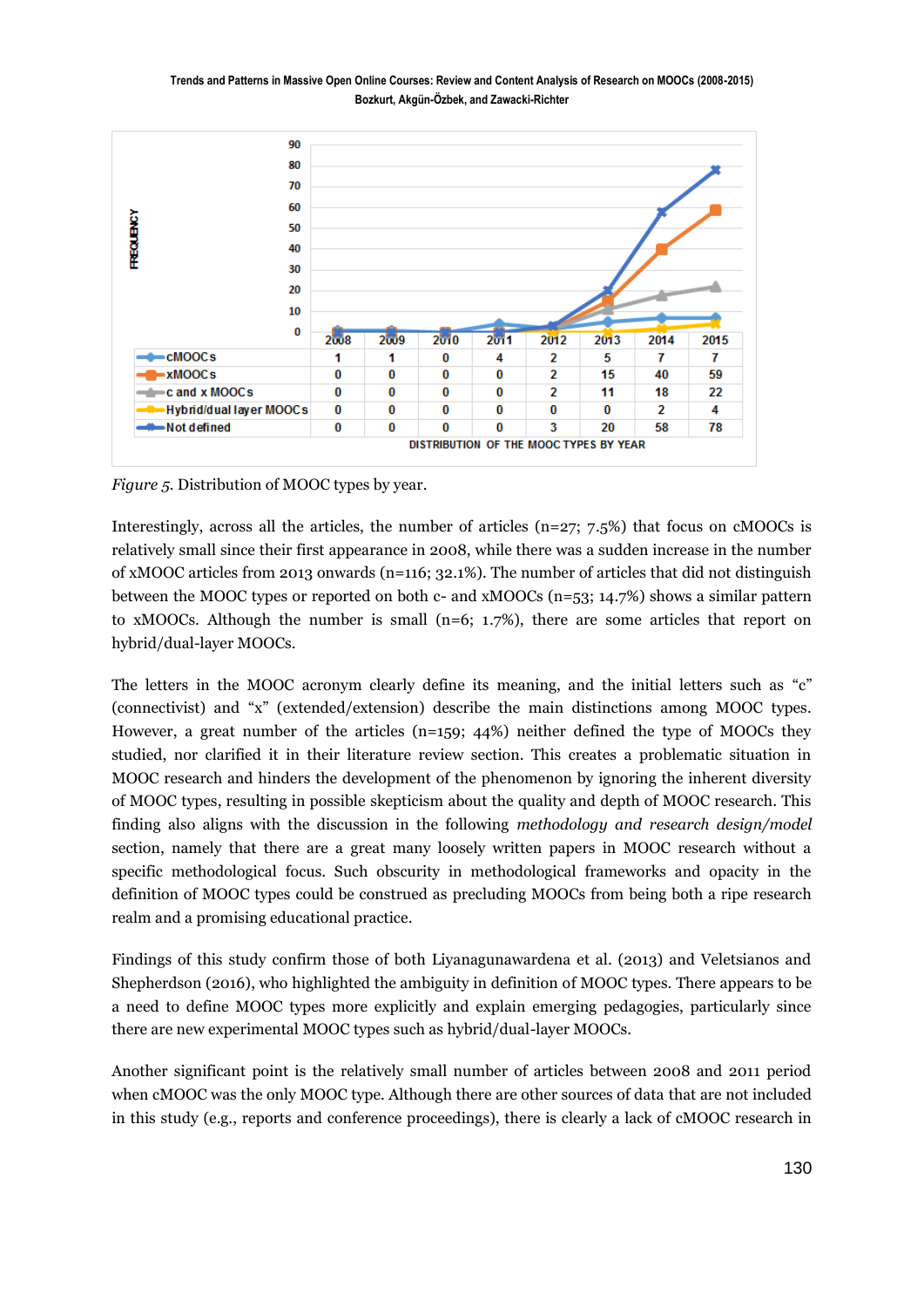| | 2008 | 2009 | 2010 | 2011 | 2012 | 2013 | 2014 | 2015 |
|---|---|---|---|---|---|---|---|---|
| cMOOCs | 1 | 1 | 0 | 4 | 2 | 5 | 7 | 7 |
| xMOOCs | 0 | 0 | 0 | 0 | 2 | 15 | 40 | 59 |
| c and x MOOCs | 0 | 0 | 0 | 0 | 2 | 11 | 18 | 22 |
| Hybrid/dual layer MOOCs | 0 | 0 | 0 | 0 | 0 | 0 | 2 | 4 |
| Not defined | 0 | 0 | 0 | 0 | 3 | 20 | 58 | 78 |

DISTRIBUTION OF THE MOOC TYPES BY YEAR

*Figure 5.* Distribution of MOOC types by year.

Interestingly, across all the articles, the number of articles (n=27; 7.5%) that focus on cMOOCs is relatively small since their first appearance in 2008, while there was a sudden increase in the number of xMOOC articles from 2013 onwards (n=116; 32.1%). The number of articles that did not distinguish between the MOOC types or reported on both c- and xMOOCs (n=53; 14.7%) shows a similar pattern to xMOOCs. Although the number is small (n=6; 1.7%), there are some articles that report on hybrid/dual-layer MOOCs.

The letters in the MOOC acronym clearly define its meaning, and the initial letters such as "c" (connectivist) and "x" (extended/extension) describe the main distinctions among MOOC types. However, a great number of the articles (n=159; 44%) neither defined the type of MOOCs they studied, nor clarified it in their literature review section. This creates a problematic situation in MOOC research and hinders the development of the phenomenon by ignoring the inherent diversity of MOOC types, resulting in possible skepticism about the quality and depth of MOOC research. This finding also aligns with the discussion in the following *methodology and research design/model* section, namely that there are a great many loosely written papers in MOOC research without a specific methodological focus. Such obscurity in methodological frameworks and opacity in the definition of MOOC types could be construed as precluding MOOCs from being both a ripe research realm and a promising educational practice.

Findings of this study confirm those of both Liyanagunawardena et al. (2013) and Veletsianos and Shepherdson (2016), who highlighted the ambiguity in definition of MOOC types. There appears to be a need to define MOOC types more explicitly and explain emerging pedagogies, particularly since there are new experimental MOOC types such as hybrid/dual-layer MOOCs.

Another significant point is the relatively small number of articles between 2008 and 2011 period when cMOOC was the only MOOC type. Although there are other sources of data that are not included in this study (e.g., reports and conference proceedings), there is clearly a lack of cMOOC research in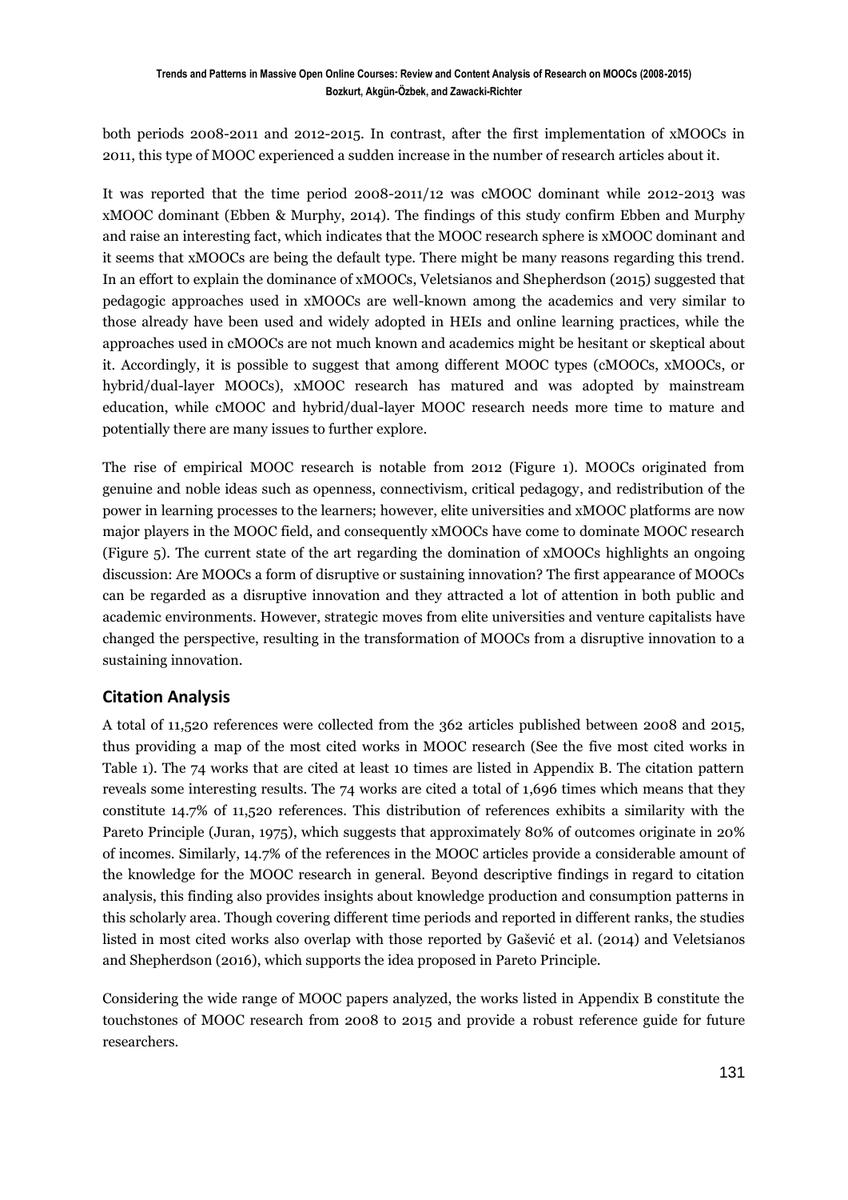both periods 2008-2011 and 2012-2015. In contrast, after the first implementation of xMOOCs in 2011, this type of MOOC experienced a sudden increase in the number of research articles about it.

It was reported that the time period 2008-2011/12 was cMOOC dominant while 2012-2013 was xMOOC dominant (Ebben & Murphy, 2014). The findings of this study confirm Ebben and Murphy and raise an interesting fact, which indicates that the MOOC research sphere is xMOOC dominant and it seems that xMOOCs are being the default type. There might be many reasons regarding this trend. In an effort to explain the dominance of xMOOCs, Veletsianos and Shepherdson (2015) suggested that pedagogic approaches used in xMOOCs are well-known among the academics and very similar to those already have been used and widely adopted in HEIs and online learning practices, while the approaches used in cMOOCs are not much known and academics might be hesitant or skeptical about it. Accordingly, it is possible to suggest that among different MOOC types (cMOOCs, xMOOCs, or hybrid/dual-layer MOOCs), xMOOC research has matured and was adopted by mainstream education, while cMOOC and hybrid/dual-layer MOOC research needs more time to mature and potentially there are many issues to further explore.

The rise of empirical MOOC research is notable from 2012 (Figure 1). MOOCs originated from genuine and noble ideas such as openness, connectivism, critical pedagogy, and redistribution of the power in learning processes to the learners; however, elite universities and xMOOC platforms are now major players in the MOOC field, and consequently xMOOCs have come to dominate MOOC research (Figure 5). The current state of the art regarding the domination of xMOOCs highlights an ongoing discussion: Are MOOCs a form of disruptive or sustaining innovation? The first appearance of MOOCs can be regarded as a disruptive innovation and they attracted a lot of attention in both public and academic environments. However, strategic moves from elite universities and venture capitalists have changed the perspective, resulting in the transformation of MOOCs from a disruptive innovation to a sustaining innovation.

## Citation Analysis

A total of 11,520 references were collected from the 362 articles published between 2008 and 2015, thus providing a map of the most cited works in MOOC research (See the five most cited works in Table 1). The 74 works that are cited at least 10 times are listed in Appendix B. The citation pattern reveals some interesting results. The 74 works are cited a total of 1,696 times which means that they constitute 14.7% of 11,520 references. This distribution of references exhibits a similarity with the Pareto Principle (Juran, 1975), which suggests that approximately 80% of outcomes originate in 20% of incomes. Similarly, 14.7% of the references in the MOOC articles provide a considerable amount of the knowledge for the MOOC research in general. Beyond descriptive findings in regard to citation analysis, this finding also provides insights about knowledge production and consumption patterns in this scholarly area. Though covering different time periods and reported in different ranks, the studies listed in most cited works also overlap with those reported by Gašević et al. (2014) and Veletsianos and Shepherdson (2016), which supports the idea proposed in Pareto Principle.

Considering the wide range of MOOC papers analyzed, the works listed in Appendix B constitute the touchstones of MOOC research from 2008 to 2015 and provide a robust reference guide for future researchers.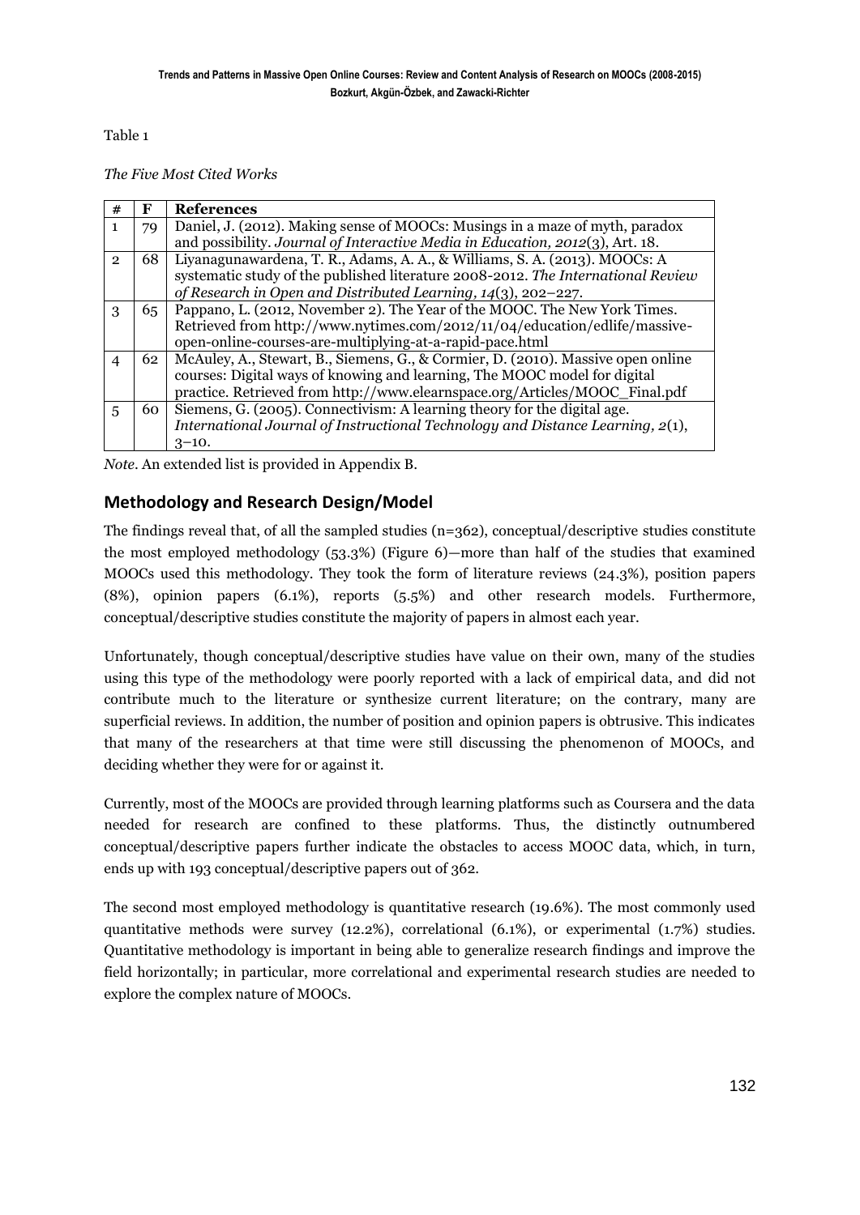Table 1

*The Five Most Cited Works*

| # | F | References |
|---|---|---|
| 1 | 79 | Daniel, J. (2012). Making sense of MOOCs: Musings in a maze of myth, paradox and possibility. *Journal of Interactive Media in Education, 2012*(3), Art. 18. |
| 2 | 68 | Liyanagunawardena, T. R., Adams, A. A., & Williams, S. A. (2013). MOOCs: A systematic study of the published literature 2008-2012. *The International Review of Research in Open and Distributed Learning, 14*(3), 202–227. |
| 3 | 65 | Pappano, L. (2012, November 2). The Year of the MOOC. The New York Times. Retrieved from http://www.nytimes.com/2012/11/04/education/edlife/massive-open-online-courses-are-multiplying-at-a-rapid-pace.html |
| 4 | 62 | McAuley, A., Stewart, B., Siemens, G., & Cormier, D. (2010). Massive open online courses: Digital ways of knowing and learning, The MOOC model for digital practice. Retrieved from http://www.elearnspace.org/Articles/MOOC_Final.pdf |
| 5 | 60 | Siemens, G. (2005). Connectivism: A learning theory for the digital age. *International Journal of Instructional Technology and Distance Learning, 2*(1), 3–10. |

*Note*. An extended list is provided in Appendix B.

## Methodology and Research Design/Model

The findings reveal that, of all the sampled studies (n=362), conceptual/descriptive studies constitute the most employed methodology (53.3%) (Figure 6)—more than half of the studies that examined MOOCs used this methodology. They took the form of literature reviews (24.3%), position papers (8%), opinion papers (6.1%), reports (5.5%) and other research models. Furthermore, conceptual/descriptive studies constitute the majority of papers in almost each year.

Unfortunately, though conceptual/descriptive studies have value on their own, many of the studies using this type of the methodology were poorly reported with a lack of empirical data, and did not contribute much to the literature or synthesize current literature; on the contrary, many are superficial reviews. In addition, the number of position and opinion papers is obtrusive. This indicates that many of the researchers at that time were still discussing the phenomenon of MOOCs, and deciding whether they were for or against it.

Currently, most of the MOOCs are provided through learning platforms such as Coursera and the data needed for research are confined to these platforms. Thus, the distinctly outnumbered conceptual/descriptive papers further indicate the obstacles to access MOOC data, which, in turn, ends up with 193 conceptual/descriptive papers out of 362.

The second most employed methodology is quantitative research (19.6%). The most commonly used quantitative methods were survey (12.2%), correlational (6.1%), or experimental (1.7%) studies. Quantitative methodology is important in being able to generalize research findings and improve the field horizontally; in particular, more correlational and experimental research studies are needed to explore the complex nature of MOOCs.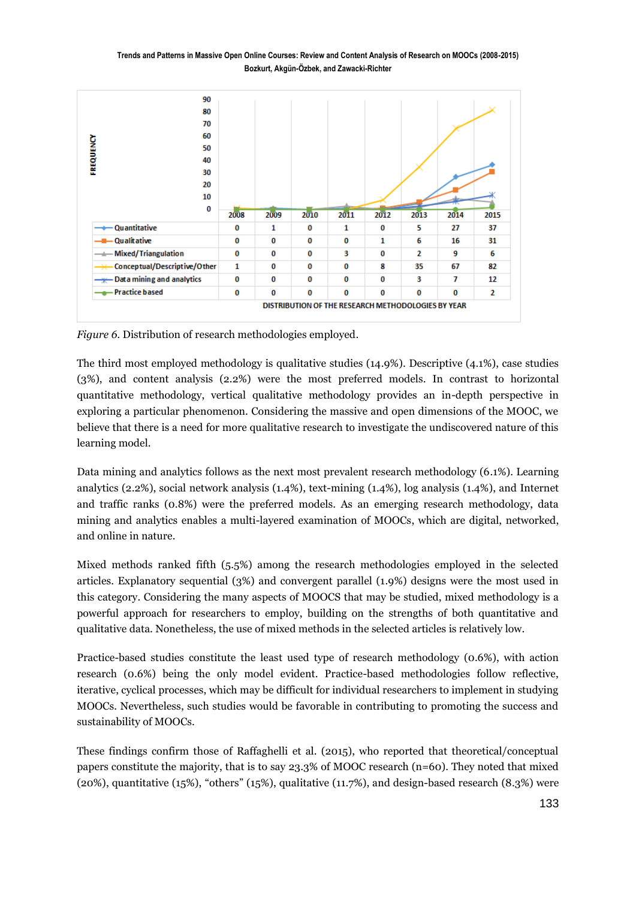| | 2008 | 2009 | 2010 | 2011 | 2012 | 2013 | 2014 | 2015 |
|---|---|---|---|---|---|---|---|---|
| Quantitative | 0 | 1 | 0 | 1 | 0 | 5 | 27 | 37 |
| Qualitative | 0 | 0 | 0 | 0 | 1 | 6 | 16 | 31 |
| Mixed/Triangulation | 0 | 0 | 0 | 3 | 0 | 2 | 9 | 6 |
| Conceptual/Descriptive/Other | 1 | 0 | 0 | 0 | 8 | 35 | 67 | 82 |
| Data mining and analytics | 0 | 0 | 0 | 0 | 0 | 3 | 7 | 12 |
| Practice based | 0 | 0 | 0 | 0 | 0 | 0 | 0 | 2 |

DISTRIBUTION OF THE RESEARCH METHODOLOGIES BY YEAR

*Figure 6.* Distribution of research methodologies employed.

The third most employed methodology is qualitative studies (14.9%). Descriptive (4.1%), case studies (3%), and content analysis (2.2%) were the most preferred models. In contrast to horizontal quantitative methodology, vertical qualitative methodology provides an in-depth perspective in exploring a particular phenomenon. Considering the massive and open dimensions of the MOOC, we believe that there is a need for more qualitative research to investigate the undiscovered nature of this learning model.

Data mining and analytics follows as the next most prevalent research methodology (6.1%). Learning analytics (2.2%), social network analysis (1.4%), text-mining (1.4%), log analysis (1.4%), and Internet and traffic ranks (0.8%) were the preferred models. As an emerging research methodology, data mining and analytics enables a multi-layered examination of MOOCs, which are digital, networked, and online in nature.

Mixed methods ranked fifth (5.5%) among the research methodologies employed in the selected articles. Explanatory sequential (3%) and convergent parallel (1.9%) designs were the most used in this category. Considering the many aspects of MOOCS that may be studied, mixed methodology is a powerful approach for researchers to employ, building on the strengths of both quantitative and qualitative data. Nonetheless, the use of mixed methods in the selected articles is relatively low.

Practice-based studies constitute the least used type of research methodology (0.6%), with action research (0.6%) being the only model evident. Practice-based methodologies follow reflective, iterative, cyclical processes, which may be difficult for individual researchers to implement in studying MOOCs. Nevertheless, such studies would be favorable in contributing to promoting the success and sustainability of MOOCs.

These findings confirm those of Raffaghelli et al. (2015), who reported that theoretical/conceptual papers constitute the majority, that is to say 23.3% of MOOC research (n=60). They noted that mixed (20%), quantitative (15%), "others" (15%), qualitative (11.7%), and design-based research (8.3%) were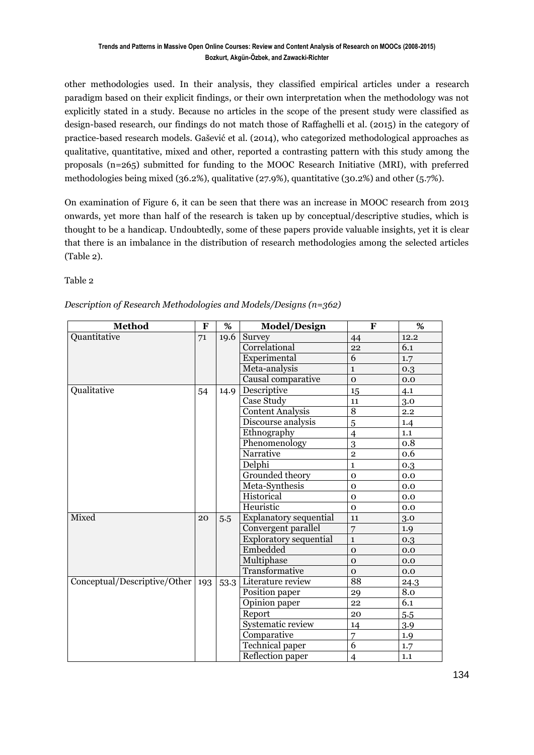other methodologies used. In their analysis, they classified empirical articles under a research paradigm based on their explicit findings, or their own interpretation when the methodology was not explicitly stated in a study. Because no articles in the scope of the present study were classified as design-based research, our findings do not match those of Raffaghelli et al. (2015) in the category of practice-based research models. Gašević et al. (2014), who categorized methodological approaches as qualitative, quantitative, mixed and other, reported a contrasting pattern with this study among the proposals (n=265) submitted for funding to the MOOC Research Initiative (MRI), with preferred methodologies being mixed (36.2%), qualitative (27.9%), quantitative (30.2%) and other (5.7%).

On examination of Figure 6, it can be seen that there was an increase in MOOC research from 2013 onwards, yet more than half of the research is taken up by conceptual/descriptive studies, which is thought to be a handicap. Undoubtedly, some of these papers provide valuable insights, yet it is clear that there is an imbalance in the distribution of research methodologies among the selected articles (Table 2).

Table 2

*Description of Research Methodologies and Models/Designs (n=362)*

| Method | F | % | Model/Design | F | % |
|---|---|---|---|---|---|
| Quantitative | 71 | 19.6 | Survey | 44 | 12.2 |
| | | | Correlational | 22 | 6.1 |
| | | | Experimental | 6 | 1.7 |
| | | | Meta-analysis | 1 | 0.3 |
| | | | Causal comparative | 0 | 0.0 |
| Qualitative | 54 | 14.9 | Descriptive | 15 | 4.1 |
| | | | Case Study | 11 | 3.0 |
| | | | Content Analysis | 8 | 2.2 |
| | | | Discourse analysis | 5 | 1.4 |
| | | | Ethnography | 4 | 1.1 |
| | | | Phenomenology | 3 | 0.8 |
| | | | Narrative | 2 | 0.6 |
| | | | Delphi | 1 | 0.3 |
| | | | Grounded theory | 0 | 0.0 |
| | | | Meta-Synthesis | 0 | 0.0 |
| | | | Historical | 0 | 0.0 |
| | | | Heuristic | 0 | 0.0 |
| Mixed | 20 | 5.5 | Explanatory sequential | 11 | 3.0 |
| | | | Convergent parallel | 7 | 1.9 |
| | | | Exploratory sequential | 1 | 0.3 |
| | | | Embedded | 0 | 0.0 |
| | | | Multiphase | 0 | 0.0 |
| | | | Transformative | 0 | 0.0 |
| Conceptual/Descriptive/Other | 193 | 53.3 | Literature review | 88 | 24.3 |
| | | | Position paper | 29 | 8.0 |
| | | | Opinion paper | 22 | 6.1 |
| | | | Report | 20 | 5.5 |
| | | | Systematic review | 14 | 3.9 |
| | | | Comparative | 7 | 1.9 |
| | | | Technical paper | 6 | 1.7 |
| | | | Reflection paper | 4 | 1.1 |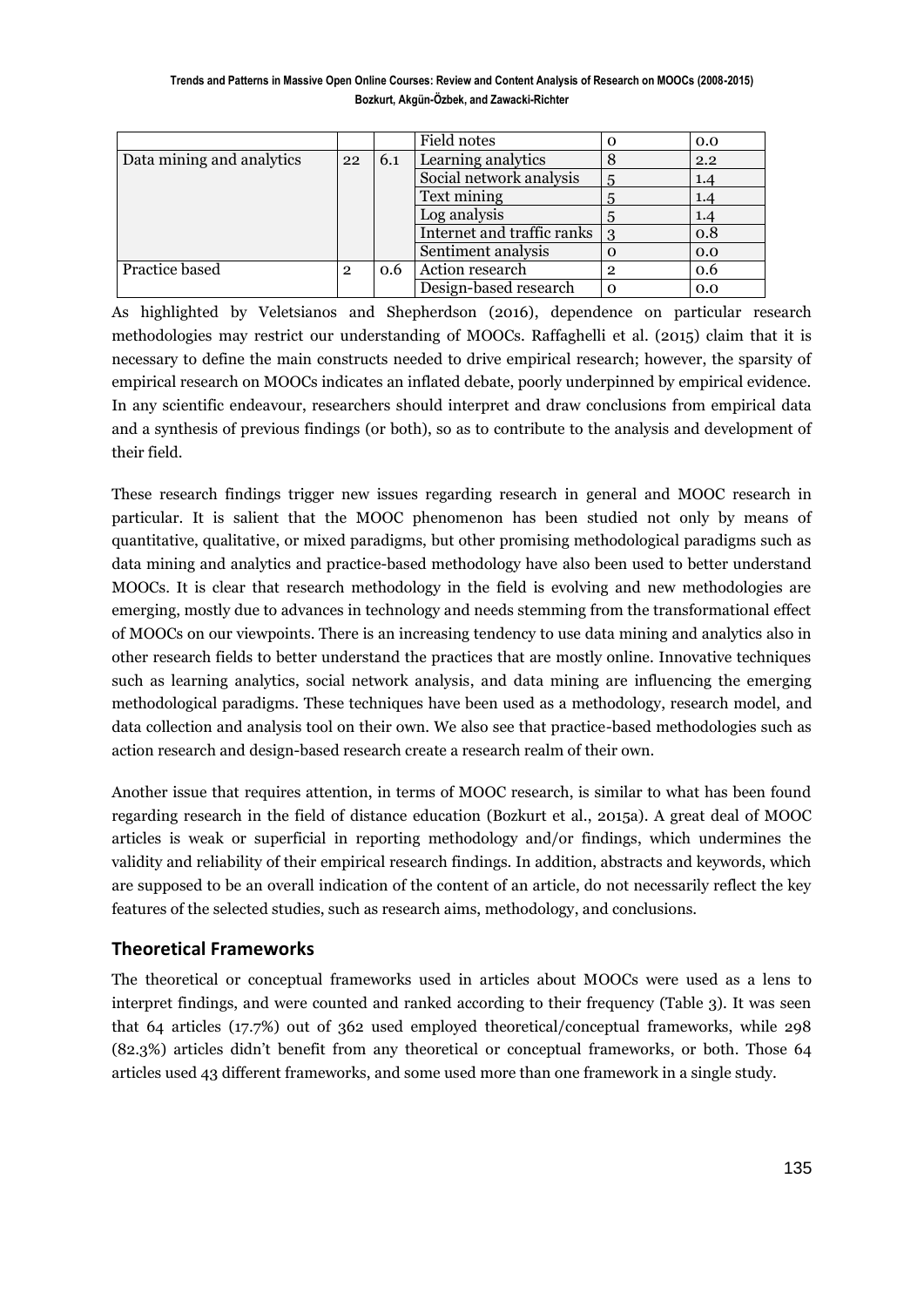| | | | Field notes | 0 | 0.0 |
|---|---|---|---|---|---|
| Data mining and analytics | 22 | 6.1 | Learning analytics | 8 | 2.2 |
| | | | Social network analysis | 5 | 1.4 |
| | | | Text mining | 5 | 1.4 |
| | | | Log analysis | 5 | 1.4 |
| | | | Internet and traffic ranks | 3 | 0.8 |
| | | | Sentiment analysis | 0 | 0.0 |
| Practice based | 2 | 0.6 | Action research | 2 | 0.6 |
| | | | Design-based research | 0 | 0.0 |

As highlighted by Veletsianos and Shepherdson (2016), dependence on particular research methodologies may restrict our understanding of MOOCs. Raffaghelli et al. (2015) claim that it is necessary to define the main constructs needed to drive empirical research; however, the sparsity of empirical research on MOOCs indicates an inflated debate, poorly underpinned by empirical evidence. In any scientific endeavour, researchers should interpret and draw conclusions from empirical data and a synthesis of previous findings (or both), so as to contribute to the analysis and development of their field.

These research findings trigger new issues regarding research in general and MOOC research in particular. It is salient that the MOOC phenomenon has been studied not only by means of quantitative, qualitative, or mixed paradigms, but other promising methodological paradigms such as data mining and analytics and practice-based methodology have also been used to better understand MOOCs. It is clear that research methodology in the field is evolving and new methodologies are emerging, mostly due to advances in technology and needs stemming from the transformational effect of MOOCs on our viewpoints. There is an increasing tendency to use data mining and analytics also in other research fields to better understand the practices that are mostly online. Innovative techniques such as learning analytics, social network analysis, and data mining are influencing the emerging methodological paradigms. These techniques have been used as a methodology, research model, and data collection and analysis tool on their own. We also see that practice-based methodologies such as action research and design-based research create a research realm of their own.

Another issue that requires attention, in terms of MOOC research, is similar to what has been found regarding research in the field of distance education (Bozkurt et al., 2015a). A great deal of MOOC articles is weak or superficial in reporting methodology and/or findings, which undermines the validity and reliability of their empirical research findings. In addition, abstracts and keywords, which are supposed to be an overall indication of the content of an article, do not necessarily reflect the key features of the selected studies, such as research aims, methodology, and conclusions.

## Theoretical Frameworks

The theoretical or conceptual frameworks used in articles about MOOCs were used as a lens to interpret findings, and were counted and ranked according to their frequency (Table 3). It was seen that 64 articles (17.7%) out of 362 used employed theoretical/conceptual frameworks, while 298 (82.3%) articles didn't benefit from any theoretical or conceptual frameworks, or both. Those 64 articles used 43 different frameworks, and some used more than one framework in a single study.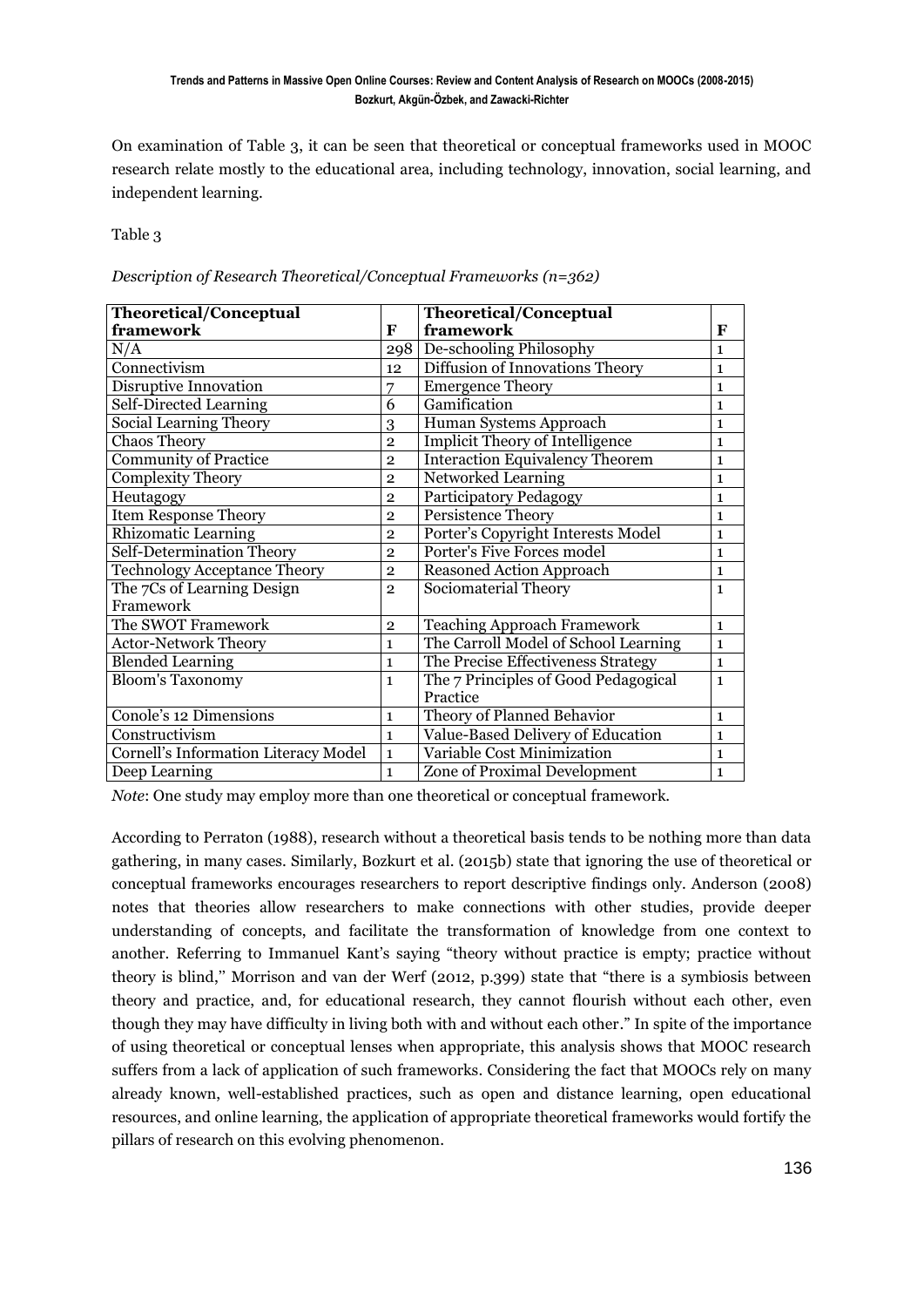On examination of Table 3, it can be seen that theoretical or conceptual frameworks used in MOOC research relate mostly to the educational area, including technology, innovation, social learning, and independent learning.

Table 3

*Description of Research Theoretical/Conceptual Frameworks (n=362)*

| Theoretical/Conceptual framework | F | Theoretical/Conceptual framework | F |
|---|---|---|---|
| N/A | 298 | De-schooling Philosophy | 1 |
| Connectivism | 12 | Diffusion of Innovations Theory | 1 |
| Disruptive Innovation | 7 | Emergence Theory | 1 |
| Self-Directed Learning | 6 | Gamification | 1 |
| Social Learning Theory | 3 | Human Systems Approach | 1 |
| Chaos Theory | 2 | Implicit Theory of Intelligence | 1 |
| Community of Practice | 2 | Interaction Equivalency Theorem | 1 |
| Complexity Theory | 2 | Networked Learning | 1 |
| Heutagogy | 2 | Participatory Pedagogy | 1 |
| Item Response Theory | 2 | Persistence Theory | 1 |
| Rhizomatic Learning | 2 | Porter's Copyright Interests Model | 1 |
| Self-Determination Theory | 2 | Porter's Five Forces model | 1 |
| Technology Acceptance Theory | 2 | Reasoned Action Approach | 1 |
| The 7Cs of Learning Design Framework | 2 | Sociomaterial Theory | 1 |
| The SWOT Framework | 2 | Teaching Approach Framework | 1 |
| Actor-Network Theory | 1 | The Carroll Model of School Learning | 1 |
| Blended Learning | 1 | The Precise Effectiveness Strategy | 1 |
| Bloom's Taxonomy | 1 | The 7 Principles of Good Pedagogical Practice | 1 |
| Conole's 12 Dimensions | 1 | Theory of Planned Behavior | 1 |
| Constructivism | 1 | Value-Based Delivery of Education | 1 |
| Cornell's Information Literacy Model | 1 | Variable Cost Minimization | 1 |
| Deep Learning | 1 | Zone of Proximal Development | 1 |

*Note*: One study may employ more than one theoretical or conceptual framework.

According to Perraton (1988), research without a theoretical basis tends to be nothing more than data gathering, in many cases. Similarly, Bozkurt et al. (2015b) state that ignoring the use of theoretical or conceptual frameworks encourages researchers to report descriptive findings only. Anderson (2008) notes that theories allow researchers to make connections with other studies, provide deeper understanding of concepts, and facilitate the transformation of knowledge from one context to another. Referring to Immanuel Kant's saying "theory without practice is empty; practice without theory is blind," Morrison and van der Werf (2012, p.399) state that "there is a symbiosis between theory and practice, and, for educational research, they cannot flourish without each other, even though they may have difficulty in living both with and without each other." In spite of the importance of using theoretical or conceptual lenses when appropriate, this analysis shows that MOOC research suffers from a lack of application of such frameworks. Considering the fact that MOOCs rely on many already known, well-established practices, such as open and distance learning, open educational resources, and online learning, the application of appropriate theoretical frameworks would fortify the pillars of research on this evolving phenomenon.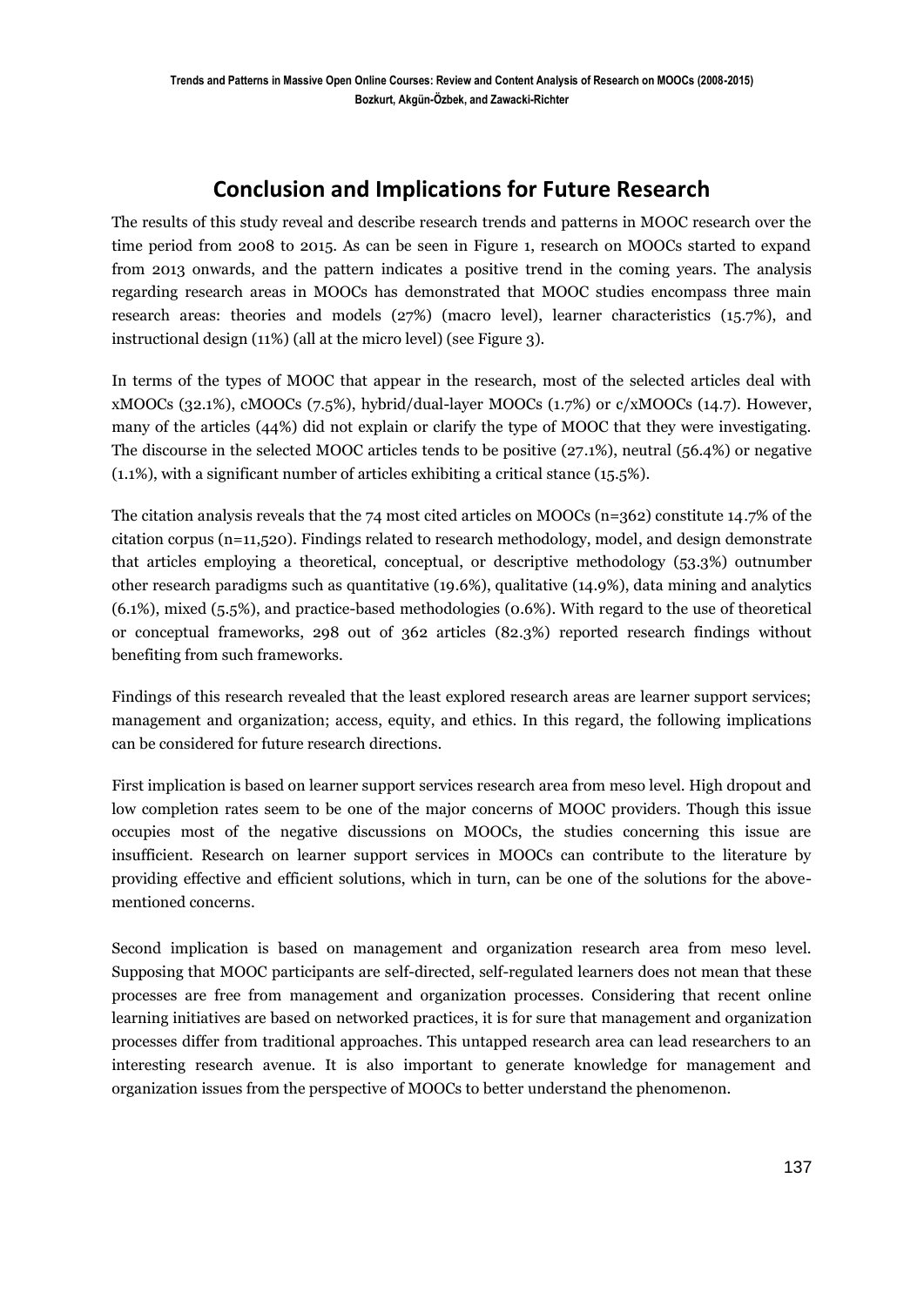## Conclusion and Implications for Future Research

The results of this study reveal and describe research trends and patterns in MOOC research over the time period from 2008 to 2015. As can be seen in Figure 1, research on MOOCs started to expand from 2013 onwards, and the pattern indicates a positive trend in the coming years. The analysis regarding research areas in MOOCs has demonstrated that MOOC studies encompass three main research areas: theories and models (27%) (macro level), learner characteristics (15.7%), and instructional design (11%) (all at the micro level) (see Figure 3).

In terms of the types of MOOC that appear in the research, most of the selected articles deal with xMOOCs (32.1%), cMOOCs (7.5%), hybrid/dual-layer MOOCs (1.7%) or c/xMOOCs (14.7). However, many of the articles (44%) did not explain or clarify the type of MOOC that they were investigating. The discourse in the selected MOOC articles tends to be positive (27.1%), neutral (56.4%) or negative (1.1%), with a significant number of articles exhibiting a critical stance (15.5%).

The citation analysis reveals that the 74 most cited articles on MOOCs (n=362) constitute 14.7% of the citation corpus (n=11,520). Findings related to research methodology, model, and design demonstrate that articles employing a theoretical, conceptual, or descriptive methodology (53.3%) outnumber other research paradigms such as quantitative (19.6%), qualitative (14.9%), data mining and analytics (6.1%), mixed (5.5%), and practice-based methodologies (0.6%). With regard to the use of theoretical or conceptual frameworks, 298 out of 362 articles (82.3%) reported research findings without benefiting from such frameworks.

Findings of this research revealed that the least explored research areas are learner support services; management and organization; access, equity, and ethics. In this regard, the following implications can be considered for future research directions.

First implication is based on learner support services research area from meso level. High dropout and low completion rates seem to be one of the major concerns of MOOC providers. Though this issue occupies most of the negative discussions on MOOCs, the studies concerning this issue are insufficient. Research on learner support services in MOOCs can contribute to the literature by providing effective and efficient solutions, which in turn, can be one of the solutions for the above-mentioned concerns.

Second implication is based on management and organization research area from meso level. Supposing that MOOC participants are self-directed, self-regulated learners does not mean that these processes are free from management and organization processes. Considering that recent online learning initiatives are based on networked practices, it is for sure that management and organization processes differ from traditional approaches. This untapped research area can lead researchers to an interesting research avenue. It is also important to generate knowledge for management and organization issues from the perspective of MOOCs to better understand the phenomenon.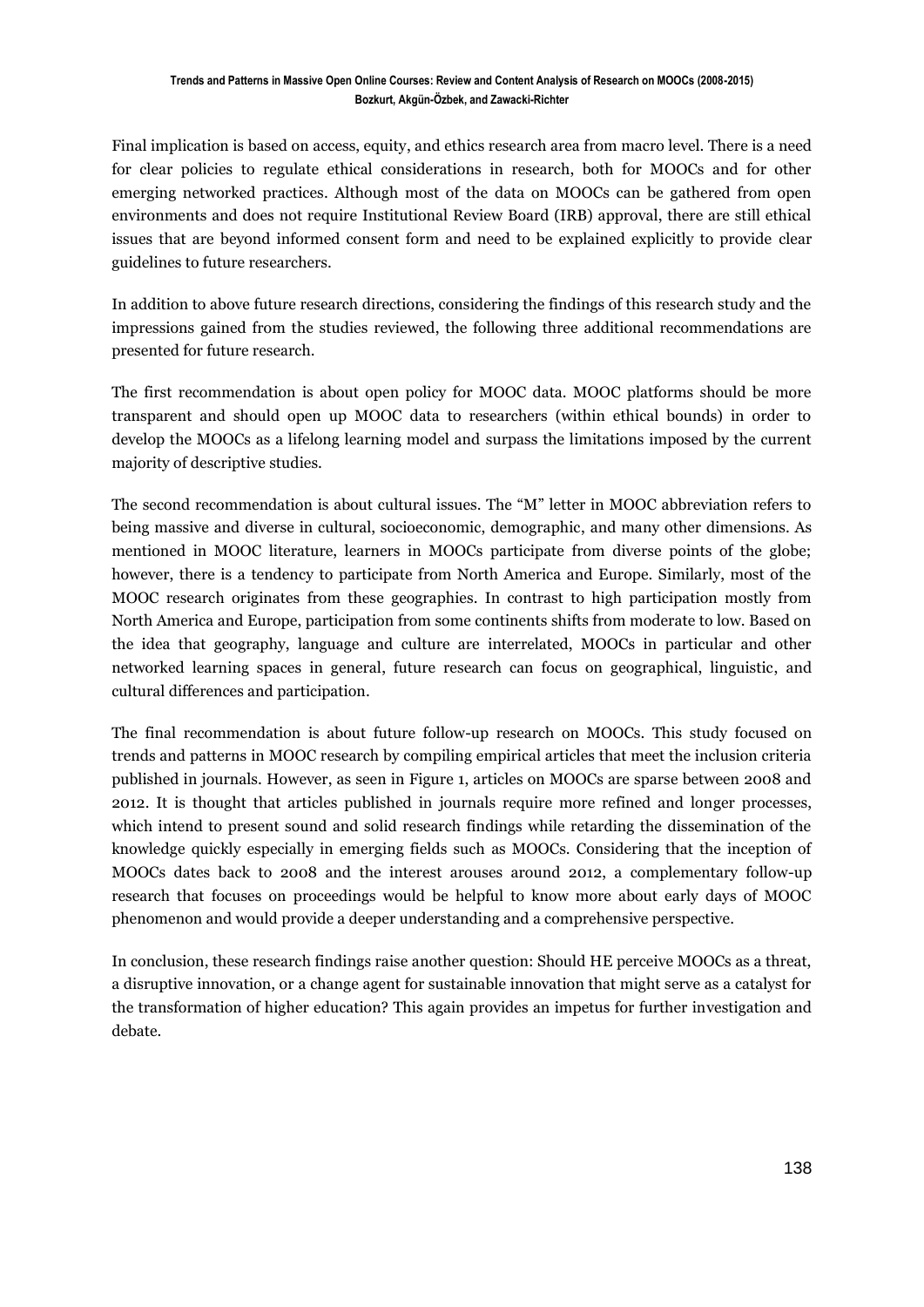Final implication is based on access, equity, and ethics research area from macro level. There is a need for clear policies to regulate ethical considerations in research, both for MOOCs and for other emerging networked practices. Although most of the data on MOOCs can be gathered from open environments and does not require Institutional Review Board (IRB) approval, there are still ethical issues that are beyond informed consent form and need to be explained explicitly to provide clear guidelines to future researchers.

In addition to above future research directions, considering the findings of this research study and the impressions gained from the studies reviewed, the following three additional recommendations are presented for future research.

The first recommendation is about open policy for MOOC data. MOOC platforms should be more transparent and should open up MOOC data to researchers (within ethical bounds) in order to develop the MOOCs as a lifelong learning model and surpass the limitations imposed by the current majority of descriptive studies.

The second recommendation is about cultural issues. The "M" letter in MOOC abbreviation refers to being massive and diverse in cultural, socioeconomic, demographic, and many other dimensions. As mentioned in MOOC literature, learners in MOOCs participate from diverse points of the globe; however, there is a tendency to participate from North America and Europe. Similarly, most of the MOOC research originates from these geographies. In contrast to high participation mostly from North America and Europe, participation from some continents shifts from moderate to low. Based on the idea that geography, language and culture are interrelated, MOOCs in particular and other networked learning spaces in general, future research can focus on geographical, linguistic, and cultural differences and participation.

The final recommendation is about future follow-up research on MOOCs. This study focused on trends and patterns in MOOC research by compiling empirical articles that meet the inclusion criteria published in journals. However, as seen in Figure 1, articles on MOOCs are sparse between 2008 and 2012. It is thought that articles published in journals require more refined and longer processes, which intend to present sound and solid research findings while retarding the dissemination of the knowledge quickly especially in emerging fields such as MOOCs. Considering that the inception of MOOCs dates back to 2008 and the interest arouses around 2012, a complementary follow-up research that focuses on proceedings would be helpful to know more about early days of MOOC phenomenon and would provide a deeper understanding and a comprehensive perspective.

In conclusion, these research findings raise another question: Should HE perceive MOOCs as a threat, a disruptive innovation, or a change agent for sustainable innovation that might serve as a catalyst for the transformation of higher education? This again provides an impetus for further investigation and debate.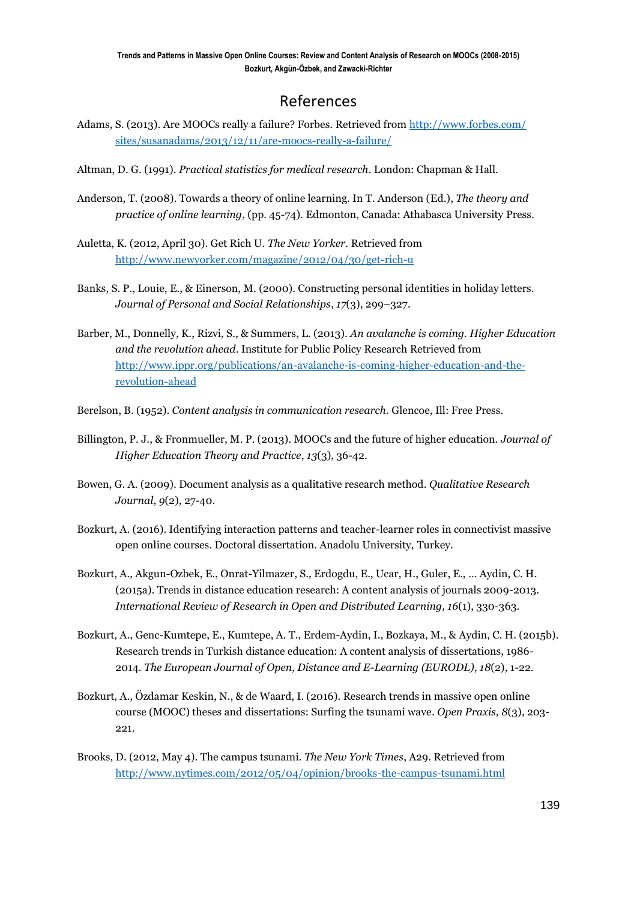# References

Adams, S. (2013). Are MOOCs really a failure? Forbes. Retrieved from http://www.forbes.com/sites/susanadams/2013/12/11/are-moocs-really-a-failure/

Altman, D. G. (1991). *Practical statistics for medical research*. London: Chapman & Hall.

Anderson, T. (2008). Towards a theory of online learning. In T. Anderson (Ed.), *The theory and practice of online learning*, (pp. 45-74). Edmonton, Canada: Athabasca University Press.

Auletta, K. (2012, April 30). Get Rich U. *The New Yorker.* Retrieved from http://www.newyorker.com/magazine/2012/04/30/get-rich-u

Banks, S. P., Louie, E., & Einerson, M. (2000). Constructing personal identities in holiday letters. *Journal of Personal and Social Relationships*, *17*(3), 299–327.

Barber, M., Donnelly, K., Rizvi, S., & Summers, L. (2013). *An avalanche is coming. Higher Education and the revolution ahead*. Institute for Public Policy Research Retrieved from http://www.ippr.org/publications/an-avalanche-is-coming-higher-education-and-the-revolution-ahead

Berelson, B. (1952). *Content analysis in communication research*. Glencoe, Ill: Free Press.

Billington, P. J., & Fronmueller, M. P. (2013). MOOCs and the future of higher education. *Journal of Higher Education Theory and Practice*, *13*(3), 36-42.

Bowen, G. A. (2009). Document analysis as a qualitative research method. *Qualitative Research Journal*, *9*(2), 27-40.

Bozkurt, A. (2016). Identifying interaction patterns and teacher-learner roles in connectivist massive open online courses. Doctoral dissertation. Anadolu University, Turkey.

Bozkurt, A., Akgun-Ozbek, E., Onrat-Yilmazer, S., Erdogdu, E., Ucar, H., Guler, E., ... Aydin, C. H. (2015a). Trends in distance education research: A content analysis of journals 2009-2013. *International Review of Research in Open and Distributed Learning, 16*(1), 330-363.

Bozkurt, A., Genc-Kumtepe, E., Kumtepe, A. T., Erdem-Aydin, I., Bozkaya, M., & Aydin, C. H. (2015b). Research trends in Turkish distance education: A content analysis of dissertations, 1986-2014. *The European Journal of Open, Distance and E-Learning (EURODL)*, *18*(2), 1-22.

Bozkurt, A., Özdamar Keskin, N., & de Waard, I. (2016). Research trends in massive open online course (MOOC) theses and dissertations: Surfing the tsunami wave. *Open Praxis, 8*(3), 203-221.

Brooks, D. (2012, May 4). The campus tsunami. *The New York Times*, A29. Retrieved from http://www.nytimes.com/2012/05/04/opinion/brooks-the-campus-tsunami.html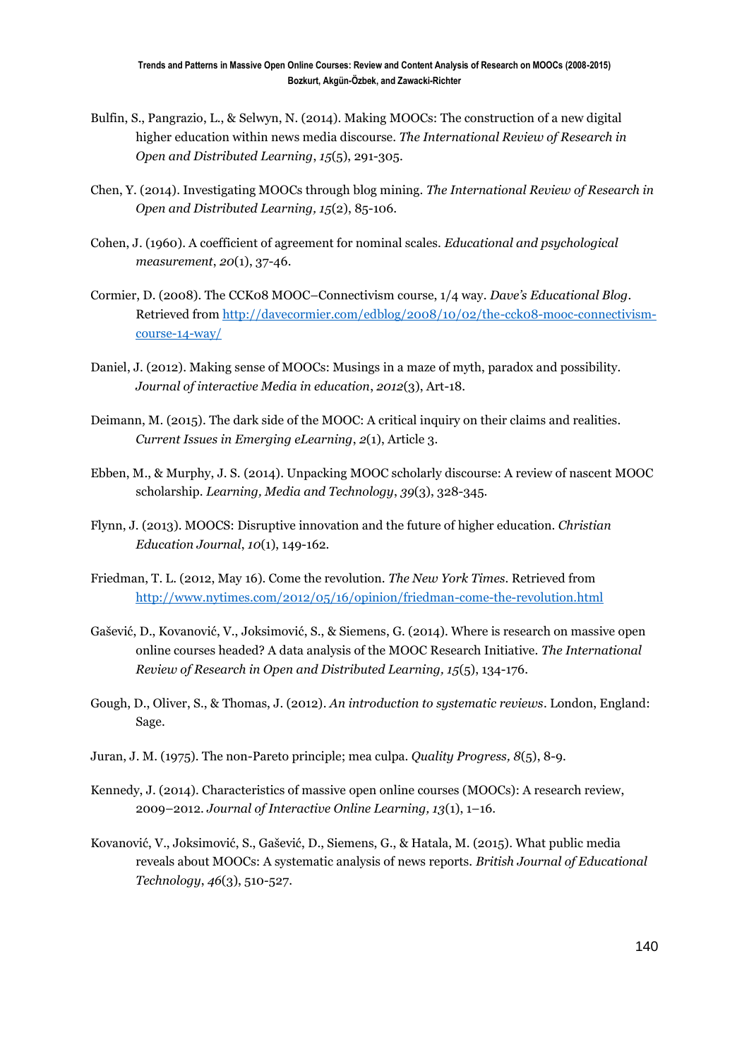Bulfin, S., Pangrazio, L., & Selwyn, N. (2014). Making MOOCs: The construction of a new digital higher education within news media discourse. *The International Review of Research in Open and Distributed Learning*, *15*(5), 291-305.

Chen, Y. (2014). Investigating MOOCs through blog mining. *The International Review of Research in Open and Distributed Learning, 15*(2), 85-106.

Cohen, J. (1960). A coefficient of agreement for nominal scales. *Educational and psychological measurement*, *20*(1), 37-46.

Cormier, D. (2008). The CCK08 MOOC–Connectivism course, 1/4 way. *Dave's Educational Blog*. Retrieved from http://davecormier.com/edblog/2008/10/02/the-cck08-mooc-connectivism-course-14-way/

Daniel, J. (2012). Making sense of MOOCs: Musings in a maze of myth, paradox and possibility. *Journal of interactive Media in education*, *2012*(3), Art-18.

Deimann, M. (2015). The dark side of the MOOC: A critical inquiry on their claims and realities. *Current Issues in Emerging eLearning*, *2*(1), Article 3.

Ebben, M., & Murphy, J. S. (2014). Unpacking MOOC scholarly discourse: A review of nascent MOOC scholarship. *Learning, Media and Technology*, *39*(3), 328-345.

Flynn, J. (2013). MOOCS: Disruptive innovation and the future of higher education. *Christian Education Journal*, *10*(1), 149-162.

Friedman, T. L. (2012, May 16). Come the revolution. *The New York Times*. Retrieved from http://www.nytimes.com/2012/05/16/opinion/friedman-come-the-revolution.html

Gašević, D., Kovanović, V., Joksimović, S., & Siemens, G. (2014). Where is research on massive open online courses headed? A data analysis of the MOOC Research Initiative. *The International Review of Research in Open and Distributed Learning, 15*(5), 134-176.

Gough, D., Oliver, S., & Thomas, J. (2012). *An introduction to systematic reviews*. London, England: Sage.

Juran, J. M. (1975). The non-Pareto principle; mea culpa. *Quality Progress, 8*(5), 8-9.

Kennedy, J. (2014). Characteristics of massive open online courses (MOOCs): A research review, 2009–2012. *Journal of Interactive Online Learning, 13*(1), 1–16.

Kovanović, V., Joksimović, S., Gašević, D., Siemens, G., & Hatala, M. (2015). What public media reveals about MOOCs: A systematic analysis of news reports. *British Journal of Educational Technology*, *46*(3), 510-527.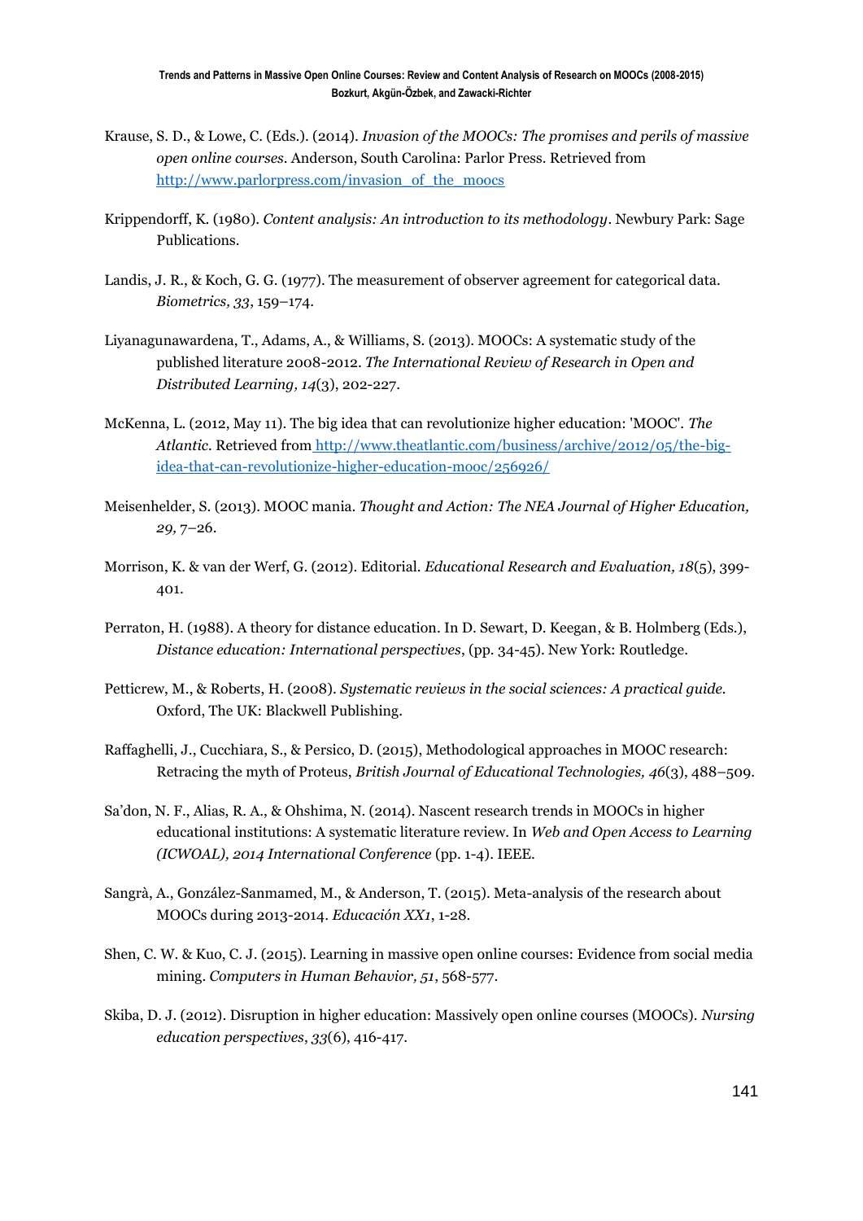Krause, S. D., & Lowe, C. (Eds.). (2014). *Invasion of the MOOCs: The promises and perils of massive open online courses*. Anderson, South Carolina: Parlor Press. Retrieved from http://www.parlorpress.com/invasion_of_the_moocs

Krippendorff, K. (1980). *Content analysis: An introduction to its methodology*. Newbury Park: Sage Publications.

Landis, J. R., & Koch, G. G. (1977). The measurement of observer agreement for categorical data. *Biometrics, 33*, 159–174.

Liyanagunawardena, T., Adams, A., & Williams, S. (2013). MOOCs: A systematic study of the published literature 2008-2012. *The International Review of Research in Open and Distributed Learning, 14*(3), 202-227.

McKenna, L. (2012, May 11). The big idea that can revolutionize higher education: 'MOOC'. *The Atlantic.* Retrieved from http://www.theatlantic.com/business/archive/2012/05/the-big-idea-that-can-revolutionize-higher-education-mooc/256926/

Meisenhelder, S. (2013). MOOC mania. *Thought and Action: The NEA Journal of Higher Education, 29,* 7–26.

Morrison, K. & van der Werf, G. (2012). Editorial. *Educational Research and Evaluation, 18*(5), 399-401.

Perraton, H. (1988). A theory for distance education. In D. Sewart, D. Keegan, & B. Holmberg (Eds.), *Distance education: International perspectives*, (pp. 34-45). New York: Routledge.

Petticrew, M., & Roberts, H. (2008). *Systematic reviews in the social sciences: A practical guide.* Oxford, The UK: Blackwell Publishing.

Raffaghelli, J., Cucchiara, S., & Persico, D. (2015), Methodological approaches in MOOC research: Retracing the myth of Proteus, *British Journal of Educational Technologies, 46*(3), 488–509.

Sa'don, N. F., Alias, R. A., & Ohshima, N. (2014). Nascent research trends in MOOCs in higher educational institutions: A systematic literature review. In *Web and Open Access to Learning (ICWOAL), 2014 International Conference* (pp. 1-4). IEEE.

Sangrà, A., González-Sanmamed, M., & Anderson, T. (2015). Meta-analysis of the research about MOOCs during 2013-2014. *Educación XX1*, 1-28.

Shen, C. W. & Kuo, C. J. (2015). Learning in massive open online courses: Evidence from social media mining. *Computers in Human Behavior, 51*, 568-577.

Skiba, D. J. (2012). Disruption in higher education: Massively open online courses (MOOCs). *Nursing education perspectives*, *33*(6), 416-417.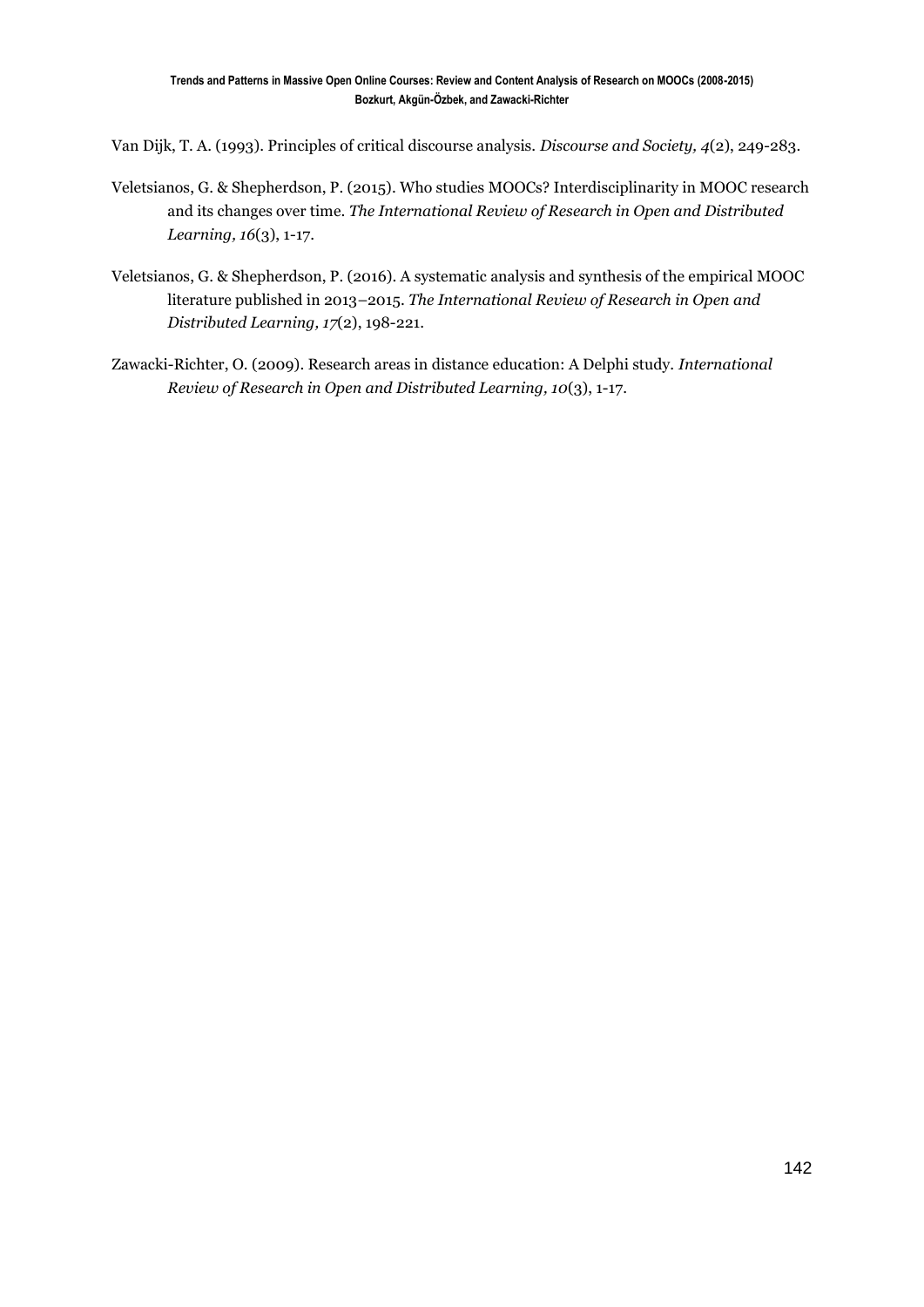Van Dijk, T. A. (1993). Principles of critical discourse analysis. *Discourse and Society, 4*(2), 249-283.

Veletsianos, G. & Shepherdson, P. (2015). Who studies MOOCs? Interdisciplinarity in MOOC research and its changes over time. *The International Review of Research in Open and Distributed Learning, 16*(3), 1-17.

Veletsianos, G. & Shepherdson, P. (2016). A systematic analysis and synthesis of the empirical MOOC literature published in 2013–2015. *The International Review of Research in Open and Distributed Learning, 17*(2), 198-221.

Zawacki-Richter, O. (2009). Research areas in distance education: A Delphi study. *International Review of Research in Open and Distributed Learning, 10*(3), 1-17.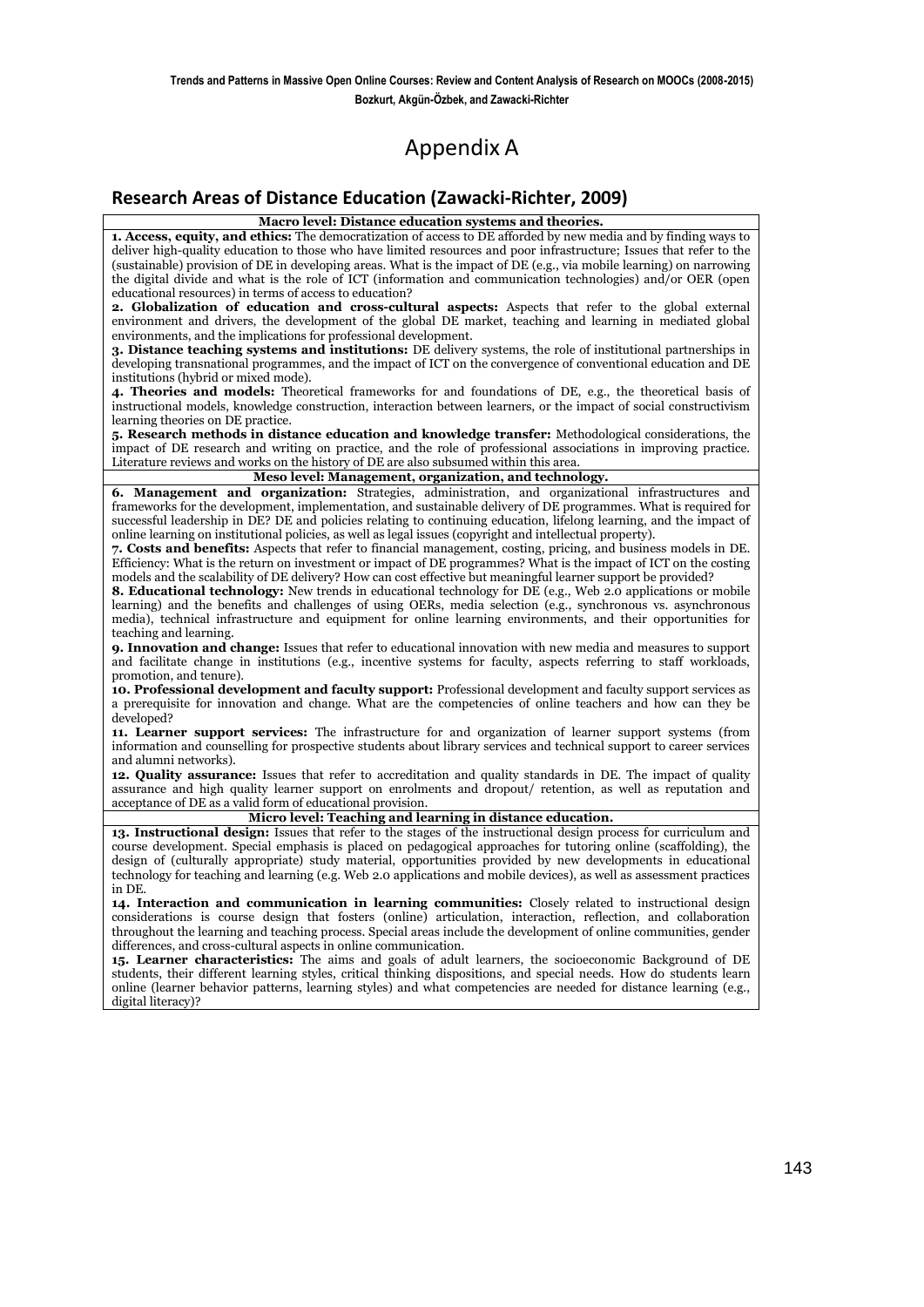# Appendix A

## Research Areas of Distance Education (Zawacki-Richter, 2009)

| Macro level: Distance education systems and theories. |
|---|
| **1. Access, equity, and ethics:** The democratization of access to DE afforded by new media and by finding ways to deliver high-quality education to those who have limited resources and poor infrastructure; Issues that refer to the (sustainable) provision of DE in developing areas. What is the impact of DE (e.g., via mobile learning) on narrowing the digital divide and what is the role of ICT (information and communication technologies) and/or OER (open educational resources) in terms of access to education? **2. Globalization of education and cross-cultural aspects:** Aspects that refer to the global external environment and drivers, the development of the global DE market, teaching and learning in mediated global environments, and the implications for professional development. **3. Distance teaching systems and institutions:** DE delivery systems, the role of institutional partnerships in developing transnational programmes, and the impact of ICT on the convergence of conventional education and DE institutions (hybrid or mixed mode). **4. Theories and models:** Theoretical frameworks for and foundations of DE, e.g., the theoretical basis of instructional models, knowledge construction, interaction between learners, or the impact of social constructivism learning theories on DE practice. **5. Research methods in distance education and knowledge transfer:** Methodological considerations, the impact of DE research and writing on practice, and the role of professional associations in improving practice. Literature reviews and works on the history of DE are also subsumed within this area. |
| **Meso level: Management, organization, and technology.** |
| **6. Management and organization:** Strategies, administration, and organizational infrastructures and frameworks for the development, implementation, and sustainable delivery of DE programmes. What is required for successful leadership in DE? DE and policies relating to continuing education, lifelong learning, and the impact of online learning on institutional policies, as well as legal issues (copyright and intellectual property). **7. Costs and benefits:** Aspects that refer to financial management, costing, pricing, and business models in DE. Efficiency: What is the return on investment or impact of DE programmes? What is the impact of ICT on the costing models and the scalability of DE delivery? How can cost effective but meaningful learner support be provided? **8. Educational technology:** New trends in educational technology for DE (e.g., Web 2.0 applications or mobile learning) and the benefits and challenges of using OERs, media selection (e.g., synchronous vs. asynchronous media), technical infrastructure and equipment for online learning environments, and their opportunities for teaching and learning. **9. Innovation and change:** Issues that refer to educational innovation with new media and measures to support and facilitate change in institutions (e.g., incentive systems for faculty, aspects referring to staff workloads, promotion, and tenure). **10. Professional development and faculty support:** Professional development and faculty support services as a prerequisite for innovation and change. What are the competencies of online teachers and how can they be developed? **11. Learner support services:** The infrastructure for and organization of learner support systems (from information and counselling for prospective students about library services and technical support to career services and alumni networks). **12. Quality assurance:** Issues that refer to accreditation and quality standards in DE. The impact of quality assurance and high quality learner support on enrolments and dropout/ retention, as well as reputation and acceptance of DE as a valid form of educational provision. |
| **Micro level: Teaching and learning in distance education.** |
| **13. Instructional design:** Issues that refer to the stages of the instructional design process for curriculum and course development. Special emphasis is placed on pedagogical approaches for tutoring online (scaffolding), the design of (culturally appropriate) study material, opportunities provided by new developments in educational technology for teaching and learning (e.g. Web 2.0 applications and mobile devices), as well as assessment practices in DE. **14. Interaction and communication in learning communities:** Closely related to instructional design considerations is course design that fosters (online) articulation, interaction, reflection, and collaboration throughout the learning and teaching process. Special areas include the development of online communities, gender differences, and cross-cultural aspects in online communication. **15. Learner characteristics:** The aims and goals of adult learners, the socioeconomic Background of DE students, their different learning styles, critical thinking dispositions, and special needs. How do students learn online (learner behavior patterns, learning styles) and what competencies are needed for distance learning (e.g., digital literacy)? |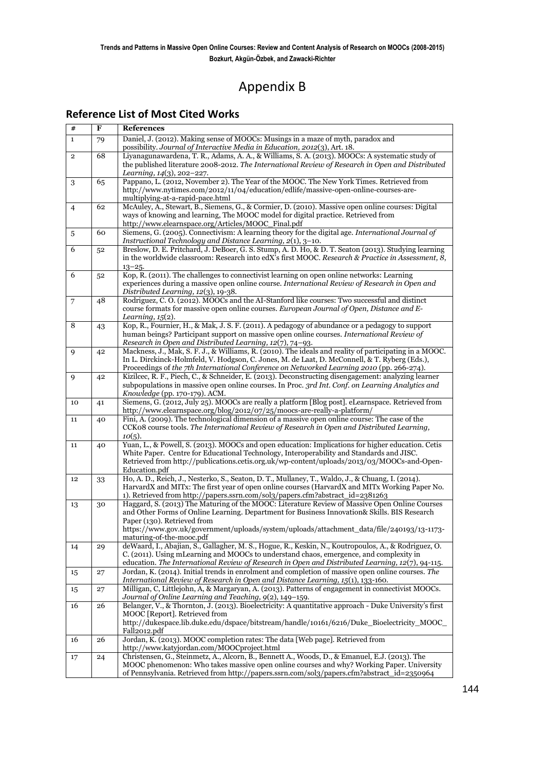# Appendix B

## Reference List of Most Cited Works

| # | F | References |
|---|---|---|
| 1 | 79 | Daniel, J. (2012). Making sense of MOOCs: Musings in a maze of myth, paradox and possibility. *Journal of Interactive Media in Education, 2012*(3), Art. 18. |
| 2 | 68 | Liyanagunawardena, T. R., Adams, A. A., & Williams, S. A. (2013). MOOCs: A systematic study of the published literature 2008-2012. *The International Review of Research in Open and Distributed Learning, 14*(3), 202–227. |
| 3 | 65 | Pappano, L. (2012, November 2). The Year of the MOOC. The New York Times. Retrieved from http://www.nytimes.com/2012/11/04/education/edlife/massive-open-online-courses-are-multiplying-at-a-rapid-pace.html |
| 4 | 62 | McAuley, A., Stewart, B., Siemens, G., & Cormier, D. (2010). Massive open online courses: Digital ways of knowing and learning, The MOOC model for digital practice. Retrieved from http://www.elearnspace.org/Articles/MOOC_Final.pdf |
| 5 | 60 | Siemens, G. (2005). Connectivism: A learning theory for the digital age. *International Journal of Instructional Technology and Distance Learning, 2*(1), 3–10. |
| 6 | 52 | Breslow, D. E. Pritchard, J. DeBoer, G. S. Stump, A. D. Ho, & D. T. Seaton (2013). Studying learning in the worldwide classroom: Research into edX's first MOOC. *Research & Practice in Assessment, 8*, 13–25. |
| 6 | 52 | Kop, R. (2011). The challenges to connectivist learning on open online networks: Learning experiences during a massive open online course. *International Review of Research in Open and Distributed Learning, 12*(3), 19-38. |
| 7 | 48 | Rodriguez, C. O. (2012). MOOCs and the AI-Stanford like courses: Two successful and distinct course formats for massive open online courses. *European Journal of Open, Distance and E-Learning, 15*(2). |
| 8 | 43 | Kop, R., Fournier, H., & Mak, J. S. F. (2011). A pedagogy of abundance or a pedagogy to support human beings? Participant support on massive open online courses. *International Review of Research in Open and Distributed Learning, 12*(7), 74–93. |
| 9 | 42 | Mackness, J., Mak, S. F. J., & Williams, R. (2010). The ideals and reality of participating in a MOOC. In L. Dirckinck-Holmfeld, V. Hodgson, C. Jones, M. de Laat, D. McConnell, & T. Ryberg (Eds.), Proceedings of *the 7th International Conference on Networked Learning 2010* (pp. 266-274). |
| 9 | 42 | Kizilcec, R. F., Piech, C., & Schneider, E. (2013). Deconstructing disengagement: analyzing learner subpopulations in massive open online courses. In Proc. *3rd Int. Conf. on Learning Analytics and Knowledge* (pp. 170-179). ACM. |
| 10 | 41 | Siemens, G. (2012, July 25). MOOCs are really a platform [Blog post]. eLearnspace. Retrieved from http://www.elearnspace.org/blog/2012/07/25/moocs-are-really-a-platform/ |
| 11 | 40 | Fini, A. (2009). The technological dimension of a massive open online course: The case of the CCK08 course tools. *The International Review of Research in Open and Distributed Learning, 10*(5). |
| 11 | 40 | Yuan, L., & Powell, S. (2013). MOOCs and open education: Implications for higher education. Cetis White Paper. Centre for Educational Technology, Interoperability and Standards and JISC. Retrieved from http://publications.cetis.org.uk/wp-content/uploads/2013/03/MOOCs-and-Open-Education.pdf |
| 12 | 33 | Ho, A. D., Reich, J., Nesterko, S., Seaton, D. T., Mullaney, T., Waldo, J., & Chuang, I. (2014). HarvardX and MITx: The first year of open online courses (HarvardX and MITx Working Paper No. 1). Retrieved from http://papers.ssrn.com/sol3/papers.cfm?abstract_id=2381263 |
| 13 | 30 | Haggard, S. (2013) The Maturing of the MOOC: Literature Review of Massive Open Online Courses and Other Forms of Online Learning. Department for Business Innovation& Skills. BIS Research Paper (130). Retrieved from https://www.gov.uk/government/uploads/system/uploads/attachment_data/file/240193/13-1173-maturing-of-the-mooc.pdf |
| 14 | 29 | deWaard, I., Abajian, S., Gallagher, M. S., Hogue, R., Keskin, N., Koutropoulos, A., & Rodriguez, O. C. (2011). Using mLearning and MOOCs to understand chaos, emergence, and complexity in education. *The International Review of Research in Open and Distributed Learning, 12*(7), 94-115. |
| 15 | 27 | Jordan, K. (2014). Initial trends in enrolment and completion of massive open online courses. *The International Review of Research in Open and Distance Learning, 15*(1), 133-160. |
| 15 | 27 | Milligan, C, Littlejohn, A & Margaryan, A. (2013). Patterns of engagement in connectivist MOOCs. *Journal of Online Learning and Teaching, 9*(2), 149–159. |
| 16 | 26 | Belanger, V., & Thornton, J. (2013). Bioelectricity: A quantitative approach - Duke University's first MOOC [Report]. Retrieved from http://dukespace.lib.duke.edu/dspace/bitstream/handle/10161/6216/Duke_Bioelectricity_MOOC_Fall2012.pdf |
| 16 | 26 | Jordan, K. (2013). MOOC completion rates: The data [Web page]. Retrieved from http://www.katyjordan.com/MOOCproject.html |
| 17 | 24 | Christensen, G., Steinmetz, A., Alcorn, B., Bennett A., Woods, D., & Emanuel, E.J. (2013). The MOOC phenomenon: Who takes massive open online courses and why? Working Paper. University of Pennsylvania. Retrieved from http://papers.ssrn.com/sol3/papers.cfm?abstract_id=2350964 |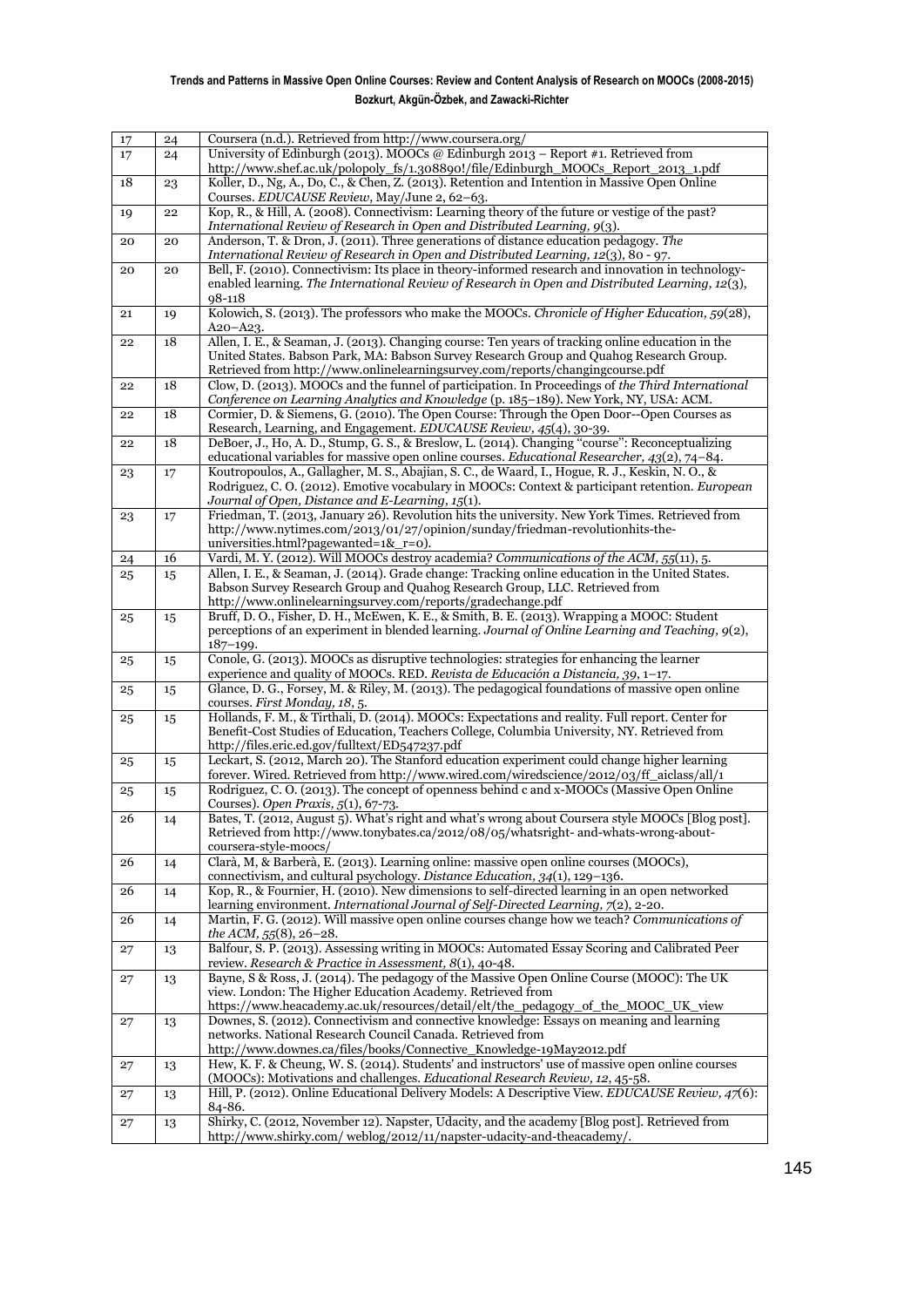| | | |
|---|---|---|
| 17 | 24 | Coursera (n.d.). Retrieved from http://www.coursera.org/ |
| 17 | 24 | University of Edinburgh (2013). MOOCs @ Edinburgh 2013 – Report #1. Retrieved from http://www.shef.ac.uk/polopoly_fs/1.308890!/file/Edinburgh_MOOCs_Report_2013_1.pdf |
| 18 | 23 | Koller, D., Ng, A., Do, C., & Chen, Z. (2013). Retention and Intention in Massive Open Online Courses. *EDUCAUSE Review*, May/June 2, 62–63. |
| 19 | 22 | Kop, R., & Hill, A. (2008). Connectivism: Learning theory of the future or vestige of the past? *International Review of Research in Open and Distributed Learning, 9*(3). |
| 20 | 20 | Anderson, T. & Dron, J. (2011). Three generations of distance education pedagogy. *The International Review of Research in Open and Distributed Learning, 12*(3), 80 - 97. |
| 20 | 20 | Bell, F. (2010). Connectivism: Its place in theory-informed research and innovation in technology-enabled learning. *The International Review of Research in Open and Distributed Learning, 12*(3), 98-118 |
| 21 | 19 | Kolowich, S. (2013). The professors who make the MOOCs. *Chronicle of Higher Education, 59*(28), A20–A23. |
| 22 | 18 | Allen, I. E., & Seaman, J. (2013). Changing course: Ten years of tracking online education in the United States. Babson Park, MA: Babson Survey Research Group and Quahog Research Group. Retrieved from http://www.onlinelearningsurvey.com/reports/changingcourse.pdf |
| 22 | 18 | Clow, D. (2013). MOOCs and the funnel of participation. In Proceedings of *the Third International Conference on Learning Analytics and Knowledge* (p. 185–189). New York, NY, USA: ACM. |
| 22 | 18 | Cormier, D. & Siemens, G. (2010). The Open Course: Through the Open Door--Open Courses as Research, Learning, and Engagement. *EDUCAUSE Review, 45*(4), 30-39. |
| 22 | 18 | DeBoer, J., Ho, A. D., Stump, G. S., & Breslow, L. (2014). Changing "course": Reconceptualizing educational variables for massive open online courses. *Educational Researcher, 43*(2), 74–84. |
| 23 | 17 | Koutropoulos, A., Gallagher, M. S., Abajian, S. C., de Waard, I., Hogue, R. J., Keskin, N. O., & Rodriguez, C. O. (2012). Emotive vocabulary in MOOCs: Context & participant retention. *European Journal of Open, Distance and E-Learning, 15*(1). |
| 23 | 17 | Friedman, T. (2013, January 26). Revolution hits the university. New York Times. Retrieved from http://www.nytimes.com/2013/01/27/opinion/sunday/friedman-revolutionhits-the-universities.html?pagewanted=1&_r=0). |
| 24 | 16 | Vardi, M. Y. (2012). Will MOOCs destroy academia? *Communications of the ACM, 55*(11), 5. |
| 25 | 15 | Allen, I. E., & Seaman, J. (2014). Grade change: Tracking online education in the United States. Babson Survey Research Group and Quahog Research Group, LLC. Retrieved from http://www.onlinelearningsurvey.com/reports/gradechange.pdf |
| 25 | 15 | Bruff, D. O., Fisher, D. H., McEwen, K. E., & Smith, B. E. (2013). Wrapping a MOOC: Student perceptions of an experiment in blended learning. *Journal of Online Learning and Teaching, 9*(2), 187–199. |
| 25 | 15 | Conole, G. (2013). MOOCs as disruptive technologies: strategies for enhancing the learner experience and quality of MOOCs. RED. *Revista de Educación a Distancia, 39*, 1–17. |
| 25 | 15 | Glance, D. G., Forsey, M. & Riley, M. (2013). The pedagogical foundations of massive open online courses. *First Monday, 18*, 5. |
| 25 | 15 | Hollands, F. M., & Tirthali, D. (2014). MOOCs: Expectations and reality. Full report. Center for Benefit-Cost Studies of Education, Teachers College, Columbia University, NY. Retrieved from http://files.eric.ed.gov/fulltext/ED547237.pdf |
| 25 | 15 | Leckart, S. (2012, March 20). The Stanford education experiment could change higher learning forever. Wired. Retrieved from http://www.wired.com/wiredscience/2012/03/ff_aiclass/all/1 |
| 25 | 15 | Rodriguez, C. O. (2013). The concept of openness behind c and x-MOOCs (Massive Open Online Courses). *Open Praxis, 5*(1), 67-73. |
| 26 | 14 | Bates, T. (2012, August 5). What's right and what's wrong about Coursera style MOOCs [Blog post]. Retrieved from http://www.tonybates.ca/2012/08/05/whatsright- and-whats-wrong-about-coursera-style-moocs/ |
| 26 | 14 | Clarà, M, & Barberà, E. (2013). Learning online: massive open online courses (MOOCs), connectivism, and cultural psychology. *Distance Education, 34*(1), 129–136. |
| 26 | 14 | Kop, R., & Fournier, H. (2010). New dimensions to self-directed learning in an open networked learning environment. *International Journal of Self-Directed Learning, 7*(2), 2-20. |
| 26 | 14 | Martin, F. G. (2012). Will massive open online courses change how we teach? *Communications of the ACM, 55*(8), 26–28. |
| 27 | 13 | Balfour, S. P. (2013). Assessing writing in MOOCs: Automated Essay Scoring and Calibrated Peer review. *Research & Practice in Assessment, 8*(1), 40-48. |
| 27 | 13 | Bayne, S & Ross, J. (2014). The pedagogy of the Massive Open Online Course (MOOC): The UK view. London: The Higher Education Academy. Retrieved from https://www.heacademy.ac.uk/resources/detail/elt/the_pedagogy_of_the_MOOC_UK_view |
| 27 | 13 | Downes, S. (2012). Connectivism and connective knowledge: Essays on meaning and learning networks. National Research Council Canada. Retrieved from http://www.downes.ca/files/books/Connective_Knowledge-19May2012.pdf |
| 27 | 13 | Hew, K. F. & Cheung, W. S. (2014). Students' and instructors' use of massive open online courses (MOOCs): Motivations and challenges. *Educational Research Review, 12*, 45-58. |
| 27 | 13 | Hill, P. (2012). Online Educational Delivery Models: A Descriptive View. *EDUCAUSE Review, 47*(6): 84-86. |
| 27 | 13 | Shirky, C. (2012, November 12). Napster, Udacity, and the academy [Blog post]. Retrieved from http://www.shirky.com/ weblog/2012/11/napster-udacity-and-theacademy/. |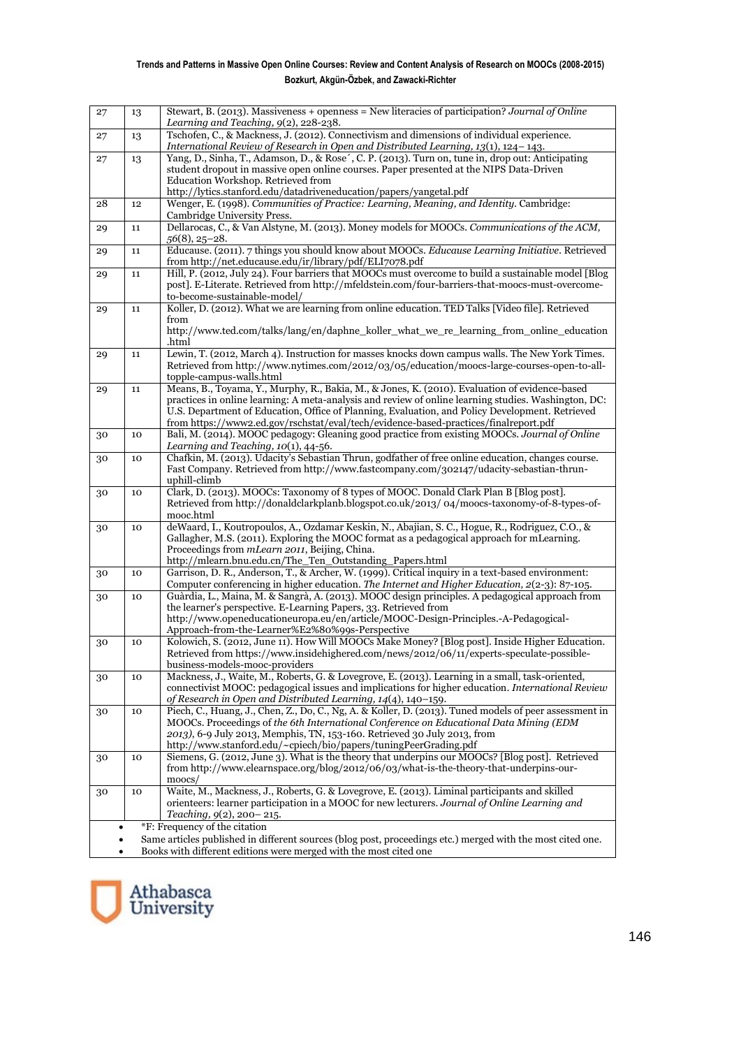| 27 | 13 | Stewart, B. (2013). Massiveness + openness = New literacies of participation? *Journal of Online Learning and Teaching, 9*(2), 228-238. |
|---|---|---|
| 27 | 13 | Tschofen, C., & Mackness, J. (2012). Connectivism and dimensions of individual experience. *International Review of Research in Open and Distributed Learning, 13*(1), 124– 143. |
| 27 | 13 | Yang, D., Sinha, T., Adamson, D., & Rose´, C. P. (2013). Turn on, tune in, drop out: Anticipating student dropout in massive open online courses. Paper presented at the NIPS Data-Driven Education Workshop. Retrieved from http://lytics.stanford.edu/datadriveneducation/papers/yangetal.pdf |
| 28 | 12 | Wenger, E. (1998). *Communities of Practice: Learning, Meaning, and Identity*. Cambridge: Cambridge University Press. |
| 29 | 11 | Dellarocas, C., & Van Alstyne, M. (2013). Money models for MOOCs. *Communications of the ACM, 56*(8), 25–28. |
| 29 | 11 | Educause. (2011). 7 things you should know about MOOCs. *Educause Learning Initiative*. Retrieved from http://net.educause.edu/ir/library/pdf/ELI7078.pdf |
| 29 | 11 | Hill, P. (2012, July 24). Four barriers that MOOCs must overcome to build a sustainable model [Blog post]. E-Literate. Retrieved from http://mfeldstein.com/four-barriers-that-moocs-must-overcome-to-become-sustainable-model/ |
| 29 | 11 | Koller, D. (2012). What we are learning from online education. TED Talks [Video file]. Retrieved from http://www.ted.com/talks/lang/en/daphne_koller_what_we_re_learning_from_online_education.html |
| 29 | 11 | Lewin, T. (2012, March 4). Instruction for masses knocks down campus walls. The New York Times. Retrieved from http://www.nytimes.com/2012/03/05/education/moocs-large-courses-open-to-all-topple-campus-walls.html |
| 29 | 11 | Means, B., Toyama, Y., Murphy, R., Bakia, M., & Jones, K. (2010). Evaluation of evidence-based practices in online learning: A meta-analysis and review of online learning studies. Washington, DC: U.S. Department of Education, Office of Planning, Evaluation, and Policy Development. Retrieved from https://www2.ed.gov/rschstat/eval/tech/evidence-based-practices/finalreport.pdf |
| 30 | 10 | Bali, M. (2014). MOOC pedagogy: Gleaning good practice from existing MOOCs. *Journal of Online Learning and Teaching, 10*(1), 44-56. |
| 30 | 10 | Chafkin, M. (2013). Udacity's Sebastian Thrun, godfather of free online education, changes course. Fast Company. Retrieved from http://www.fastcompany.com/302147/udacity-sebastian-thrun-uphill-climb |
| 30 | 10 | Clark, D. (2013). MOOCs: Taxonomy of 8 types of MOOC. Donald Clark Plan B [Blog post]. Retrieved from http://donaldclarkplanb.blogspot.co.uk/2013/ 04/moocs-taxonomy-of-8-types-of-mooc.html |
| 30 | 10 | deWaard, I., Koutropoulos, A., Ozdamar Keskin, N., Abajian, S. C., Hogue, R., Rodriguez, C.O., & Gallagher, M.S. (2011). Exploring the MOOC format as a pedagogical approach for mLearning. Proceedings from *mLearn 2011*, Beijing, China. http://mlearn.bnu.edu.cn/The_Ten_Outstanding_Papers.html |
| 30 | 10 | Garrison, D. R., Anderson, T., & Archer, W. (1999). Critical inquiry in a text-based environment: Computer conferencing in higher education. *The Internet and Higher Education, 2*(2-3): 87-105. |
| 30 | 10 | Guàrdia, L., Maina, M. & Sangrà, A. (2013). MOOC design principles. A pedagogical approach from the learner's perspective. E-Learning Papers, 33. Retrieved from http://www.openeducationeuropa.eu/en/article/MOOC-Design-Principles.-A-Pedagogical-Approach-from-the-Learner%E2%80%99s-Perspective |
| 30 | 10 | Kolowich, S. (2012, June 11). How Will MOOCs Make Money? [Blog post]. Inside Higher Education. Retrieved from https://www.insidehighered.com/news/2012/06/11/experts-speculate-possible-business-models-mooc-providers |
| 30 | 10 | Mackness, J., Waite, M., Roberts, G. & Lovegrove, E. (2013). Learning in a small, task-oriented, connectivist MOOC: pedagogical issues and implications for higher education. *International Review of Research in Open and Distributed Learning, 14*(4), 140–159. |
| 30 | 10 | Piech, C., Huang, J., Chen, Z., Do, C., Ng, A. & Koller, D. (2013). Tuned models of peer assessment in MOOCs. Proceedings of *the 6th International Conference on Educational Data Mining (EDM 2013)*, 6-9 July 2013, Memphis, TN, 153-160. Retrieved 30 July 2013, from http://www.stanford.edu/~cpiech/bio/papers/tuningPeerGrading.pdf |
| 30 | 10 | Siemens, G. (2012, June 3). What is the theory that underpins our MOOCs? [Blog post]. Retrieved from http://www.elearnspace.org/blog/2012/06/03/what-is-the-theory-that-underpins-our-moocs/ |
| 30 | 10 | Waite, M., Mackness, J., Roberts, G. & Lovegrove, E. (2013). Liminal participants and skilled orienteers: learner participation in a MOOC for new lecturers. *Journal of Online Learning and Teaching, 9*(2), 200– 215. |

- *F: Frequency of the citation
- Same articles published in different sources (blog post, proceedings etc.) merged with the most cited one.
- Books with different editions were merged with the most cited one